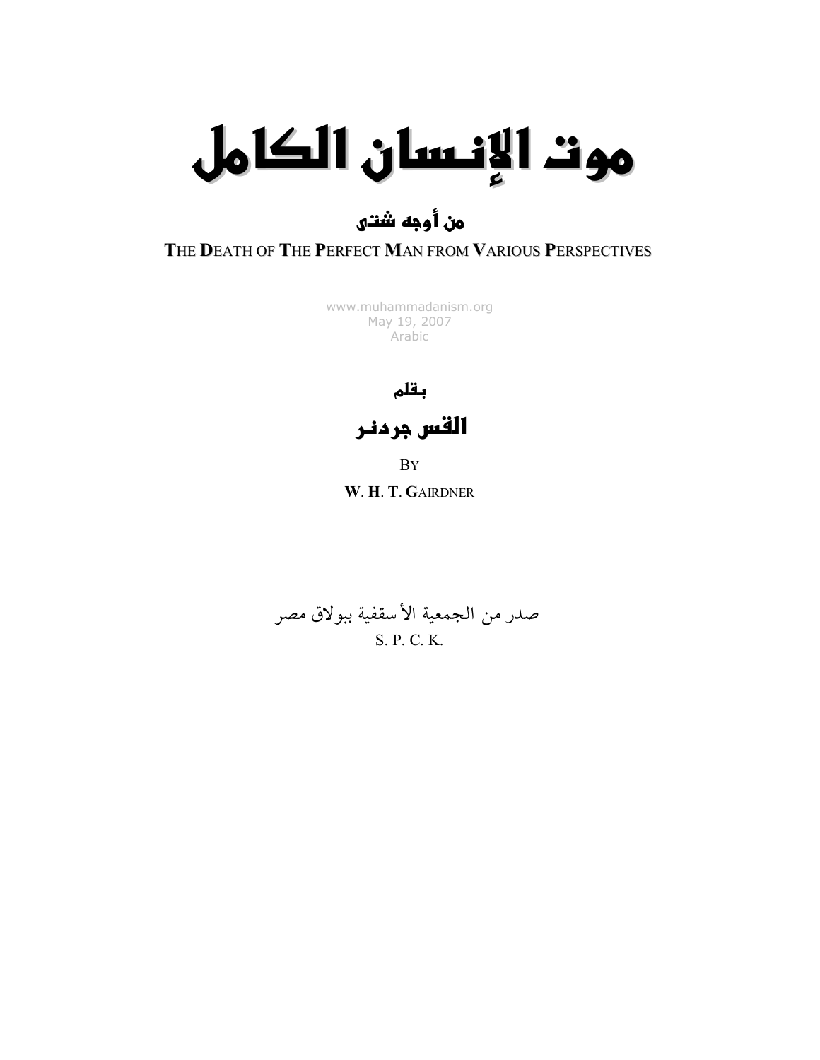# موت الإنسان الكامل

## من أوجه شتى

**T**HE **D**EATH OF **T**HE **P**ERFECT **M**AN FROM **V**ARIOUS **P**ERSPECTIVES

www.muhammadanism.org
May 19, 2007
Arabic

بقلم

## القس جردنر

BY

**W**. **H**. **T**. **G**AIRDNER

صدر من الجمعية الأسقفية ببولاق مصر
S. P. C. K.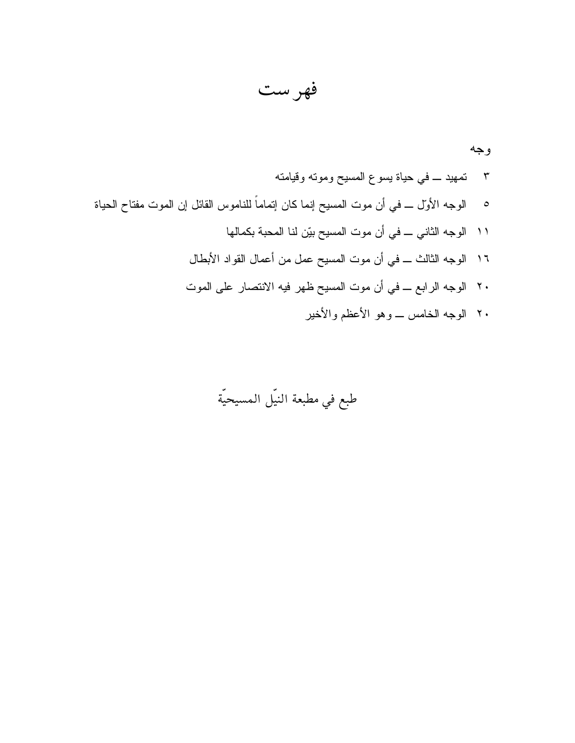# فهرست

وجه

٣ تمهيد ــ في حياة يسوع المسيح وموته وقيامته

٥ الوجه الأوّل ــ في أن موت المسيح إنما كان إتماماً للناموس القائل إن الموت مفتاح الحياة

١١ الوجه الثاني ــ في أن موت المسيح بيّن لنا المحبة بكمالها

١٦ الوجه الثالث ــ في أن موت المسيح عمل من أعمال القواد الأبطال

٢٠ الوجه الرابع ــ في أن موت المسيح ظهر فيه الانتصار على الموت

٢٠ الوجه الخامس ــ وهو الأعظم والأخير

طبع في مطبعة النيّل المسيحيّة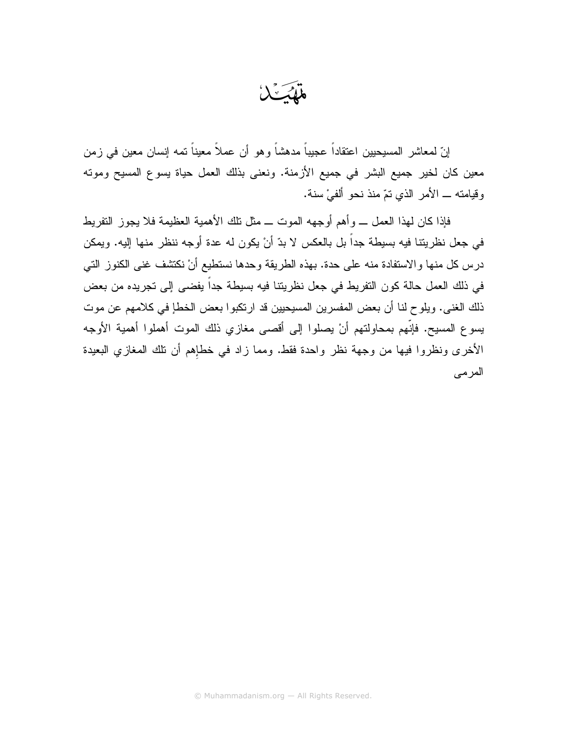# تمهيد

إنّ لمعاشر المسيحيين اعتقاداً عجيباً مدهشاً وهو أن عملاً معيناً تمه إنسان معين في زمن معين كان لخير جميع البشر في جميع الأزمنة. ونعنى بذلك العمل حياة يسوع المسيح وموته وقيامته ــ الأمر الذي تمّ منذ نحو ألفيْ سنة.

فإذا كان لهذا العمل ــ وأهم أوجهه الموت ــ مثل تلك الأهمية العظيمة فلا يجوز التفريط في جعل نظريتنا فيه بسيطة جداً بل بالعكس لا بدّ أنْ يكون له عدة أوجه ننظر منها إليه. ويمكن درس كل منها والاستفادة منه على حدة. بهذه الطريقة وحدها نستطيع أنْ نكتشف غنى الكنوز التي في ذلك العمل حالة كون التفريط في جعل نظريتنا فيه بسيطة جداً يفضى إلى تجريده من بعض ذلك الغنى. ويلوح لنا أن بعض المفسرين المسيحيين قد ارتكبوا بعض الخطإ في كلامهم عن موت يسوع المسيح. فإنّهم بمحاولتهم أنْ يصلوا إلى أقصى مغازي ذلك الموت أهملوا أهمية الأوجه الأخرى ونظروا فيها من وجهة نظر واحدة فقط. ومما زاد في خطإهم أن تلك المغازي البعيدة المرمى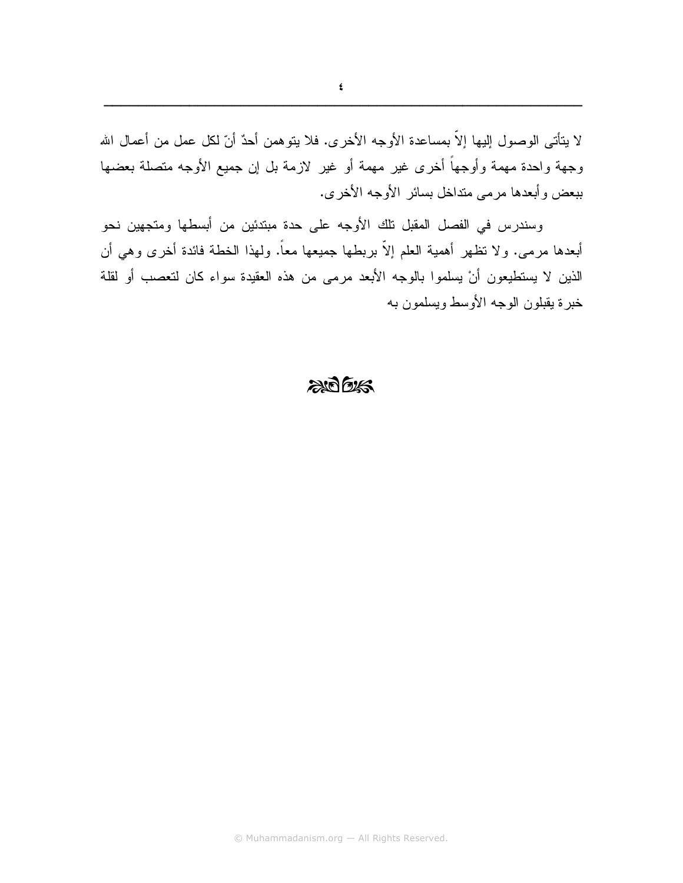لا يتأتى الوصول إليها إلاّ بمساعدة الأوجه الأخرى. فلا يتوهمن أحدٌ أنّ لكل عمل من أعمال الله وجهة واحدة مهمة وأوجهاً أخرى غير مهمة أو غير لازمة بل إن جميع الأوجه متصلة بعضها ببعض وأبعدها مرمى متداخل بسائر الأوجه الأخرى.

وسندرس في الفصل المقبل تلك الأوجه على حدة مبتدئين من أبسطها ومتجهين نحو أبعدها مرمى. ولا تظهر أهمية العلم إلاّ بربطها جميعها معاً. ولهذا الخطة فائدة أخرى وهي أن الذين لا يستطيعون أنْ يسلموا بالوجه الأبعد مرمى من هذه العقيدة سواء كان لتعصب أو لقلة خبرة يقبلون الوجه الأوسط ويسلمون به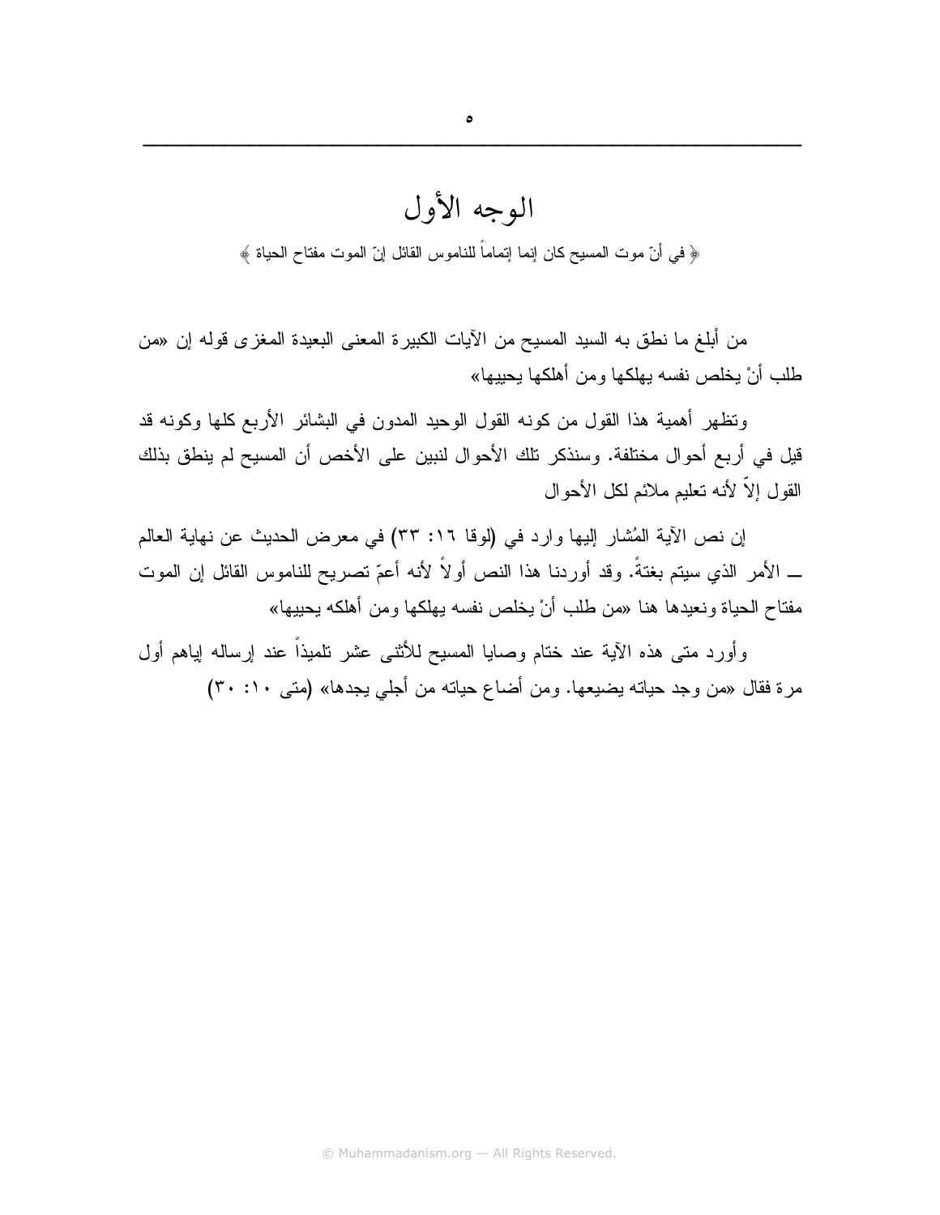# الوجه الأول

﴿ في أنّ موت المسيح كان إنما إتماماً للناموس القائل إنّ الموت مفتاح الحياة ﴾

من أبلغ ما نطق به السيد المسيح من الآيات الكبيرة المعنى البعيدة المغزى قوله إن «من طلب أنْ يخلص نفسه يهلكها ومن أهلكها يحييها»

وتظهر أهمية هذا القول من كونه القول الوحيد المدون في البشائر الأربع كلها وكونه قد قيل في أربع أحوال مختلفة. وسنذكر تلك الأحوال لنبين على الأخص أن المسيح لم ينطق بذلك القول إلاّ لأنه تعليم ملائم لكل الأحوال

إن نص الآية المُشار إليها وارد في (لوقا ١٦: ٣٣) في معرض الحديث عن نهاية العالم ــ الأمر الذي سيتم بغتةً. وقد أوردنا هذا النص أولاً لأنه أعمّ تصريح للناموس القائل إن الموت مفتاح الحياة ونعيدها هنا «من طلب أنْ يخلص نفسه يهلكها ومن أهلكه يحييها»

وأورد متى هذه الآية عند ختام وصايا المسيح للأثنى عشر تلميذاً عند إرساله إياهم أول مرة فقال «من وجد حياته يضيعها. ومن أضاع حياته من أجلي يجدها» (متى ١٠: ٣٠)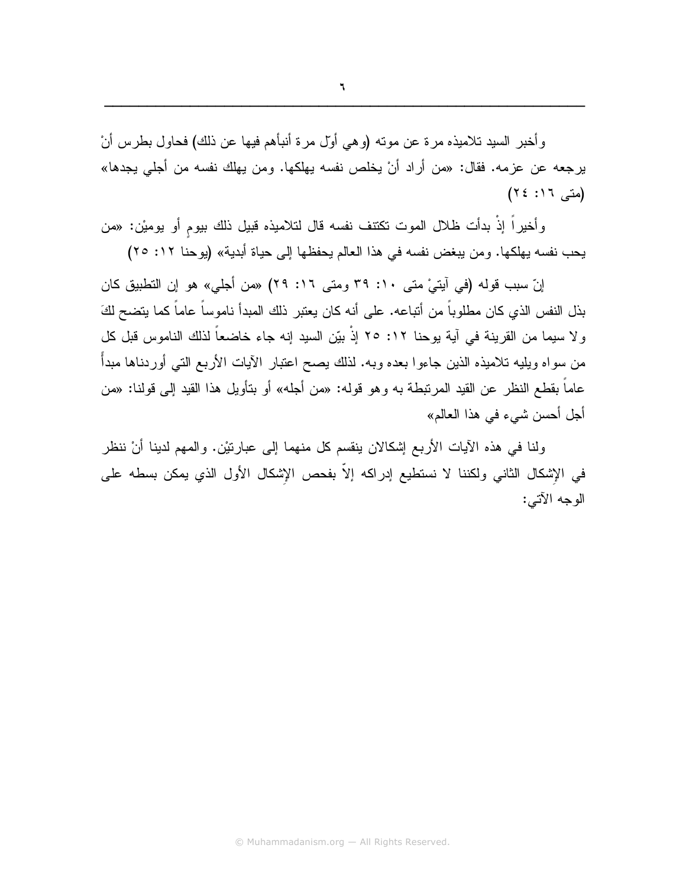وأخبر السيد تلاميذه مرة عن موته (وهي أوّل مرة أنبأهم فيها عن ذلك) فحاول بطرس أنْ يرجعه عن عزمه. فقال: «من أراد أنْ يخلص نفسه يهلكها. ومن يهلك نفسه من أجلي يجدها» (متى ١٦: ٢٤)

وأخيراً إذْ بدأت ظلال الموت تكتنف نفسه قال لتلاميذه قبيل ذلك بيومٍ أو يوميْن: «من يحب نفسه يهلكها. ومن يبغض نفسه في هذا العالم يحفظها إلى حياة أبدية» (يوحنا ١٢: ٢٥)

إنّ سبب قوله (في آيتيْ متى ١٠: ٣٩ ومتى ١٦: ٢٩) «من أجلي» هو إن التطبيق كان بذل النفس الذي كان مطلوباً من أتباعه. على أنه كان يعتبر ذلك المبدأ ناموساً عاماً كما يتضح لكَ ولا سيما من القرينة في آية يوحنا ١٢: ٢٥ إذْ بيّن السيد إنه جاء خاضعاً لذلك الناموس قبل كل من سواه ويليه تلاميذه الذين جاءوا بعده وبه. لذلك يصح اعتبار الآيات الأربع التي أوردناها مبدأً عاماً بقطع النظر عن القيد المرتبطة به وهو قوله: «من أجله» أو بتأويل هذا القيد إلى قولنا: «من أجل أحسن شيء في هذا العالم»

ولنا في هذه الآيات الأربع إشكالان ينقسم كل منهما إلى عبارتيْن. والمهم لدينا أنْ ننظر في الإِشكال الثاني ولكننا لا نستطيع إدراكه إلاّ بفحص الإِشكال الأول الذي يمكن بسطه على الوجه الآتي: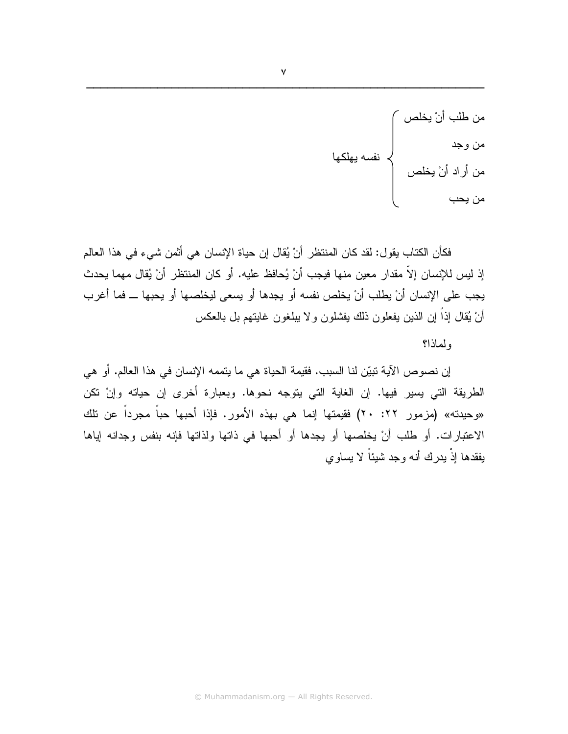| | |
|---|---|
| من طلب أنْ يخلص | |
| من وجد | نفسه يهلكها |
| من أراد أنْ يخلص | |
| من يحب | |

فكأن الكتاب يقول: لقد كان المنتظر أنْ يُقال إن حياة الإنسان هي أثمن شيء في هذا العالم إذ ليس للإنسان إلاّ مقدار معين منها فيجب أنْ يُحافظ عليه. أو كان المنتظر أنْ يُقال مهما يحدث يجب على الإنسان أنْ يطلب أنْ يخلص نفسه أو يجدها أو يسعى ليخلصها أو يحبها ــ فما أغرب أنْ يُقال إذاً إن الذين يفعلون ذلك يفشلون ولا يبلغون غايتهم بل بالعكس

ولماذا؟

إن نصوص الآية تبيّن لنا السبب. فقيمة الحياة هي ما يتممه الإنسان في هذا العالم. أو هي الطريقة التي يسير فيها. إن الغاية التي يتوجه نحوها. وبعبارة أخرى إن حياته وإنْ تكن «وحيدته» (مزمور ٢٢: ٢٠) فقيمتها إنما هي بهذه الأمور. فإذا أحبها حباً مجرداً عن تلك الاعتبارات. أو طلب أنْ يخلصها أو يجدها أو أحبها في ذاتها ولذاتها فإنه بنفس وجدانه إياها يفقدها إذْ يدرك أنه وجد شيئاً لا يساوي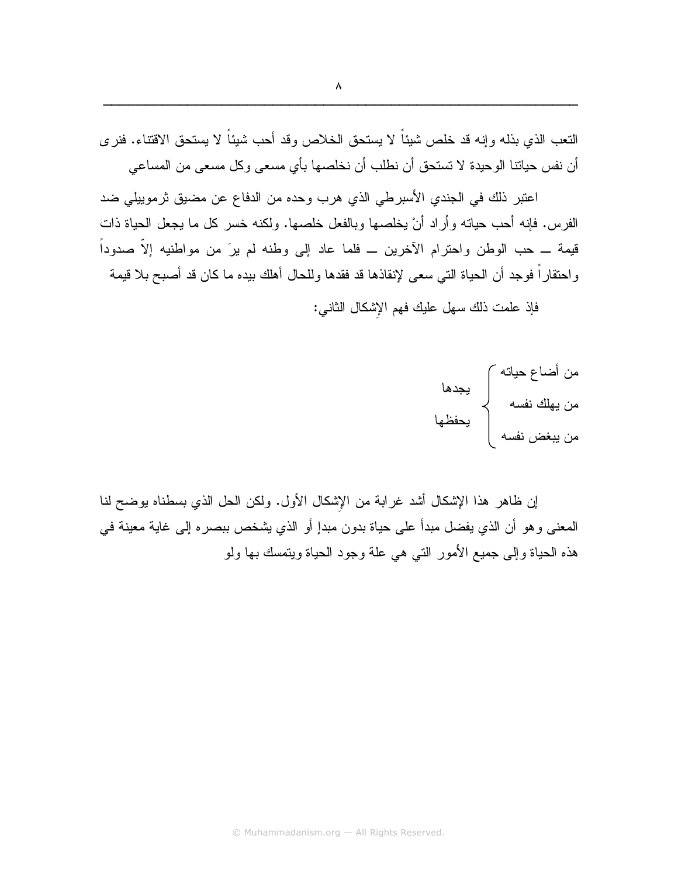التعب الذي بذله وإنه قد خلص شيئاً لا يستحق الخلاص وقد أحب شيئاً لا يستحق الاقتناء. فنرى أن نفس حياتنا الوحيدة لا تستحق أن نطلب أن نخلصها بأي مسعى وكل مسعى من المساعي

اعتبر ذلك في الجندي الأسبرطي الذي هرب وحده من الدفاع عن مضيق ثرموبيلي ضد الفرس. فإنه أحب حياته وأراد أنْ يخلصها وبالفعل خلصها. ولكنه خسر كل ما يجعل الحياة ذات قيمة ــ حب الوطن واحترام الآخرين ــ فلما عاد إلى وطنه لم يرَ من مواطنيه إلاّ صدوداً واحتقاراً فوجد أن الحياة التي سعى لإنقاذها قد فقدها وللحال أهلك بيده ما كان قد أصبح بلا قيمة

فإذ علمت ذلك سهل عليك فهم الإشكال الثاني:

من أضاع حياته ⎫
من يهلك نفسه ⎬ يجدها / يحفظها
من يبغض نفسه ⎭

إن ظاهر هذا الإشكال أشد غرابة من الإشكال الأول. ولكن الحل الذي بسطناه يوضح لنا المعنى وهو أن الذي يفضل مبدأ على حياة بدون مبدإ أو الذي يشخص ببصره إلى غاية معينة في هذه الحياة وإلى جميع الأمور التي هي علة وجود الحياة ويتمسك بها ولو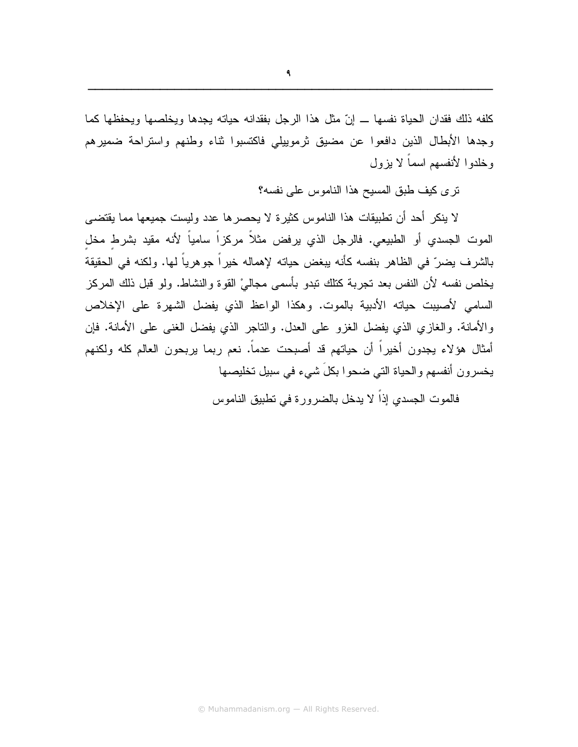كلفه ذلك فقدان الحياة نفسها ــ إنّ مثل هذا الرجل بفقدانه حياته يجدها ويخلصها ويحفظها كما وجدها الأبطال الذين دافعوا عن مضيق ثرموبيلي فاكتسبوا ثناء وطنهم واستراحة ضميرهم وخلدوا لأنفسهم اسماً لا يزول

ترى كيف طبق المسيح هذا الناموس على نفسه؟

لا ينكر أحد أن تطبيقات هذا الناموس كثيرة لا يحصرها عدد وليست جميعها مما يقتضي الموت الجسدي أو الطبيعي. فالرجل الذي يرفض مثلاً مركزاً سامياً لأنه مقيد بشرطٍ مخلٍ بالشرف يضرّ في الظاهر بنفسه كأنه يبغض حياته لإهماله خيراً جوهرياً لها. ولكنه في الحقيقة يخلص نفسه لأن النفس بعد تجربة كتلك تبدو بأسمى مجاليْ القوة والنشاط. ولو قبل ذلك المركز السامي لأصيبت حياته الأدبية بالموت. وهكذا الواعظ الذي يفضل الشهرة على الإخلاص والأمانة. والغازي الذي يفضل الغزو على العدل. والتاجر الذي يفضل الغنى على الأمانة. فإن أمثال هؤلاء يجدون أخيراً أن حياتهم قد أصبحت عدماً. نعم ربما يربحون العالم كله ولكنهم يخسرون أنفسهم والحياة التي ضحوا بكلَ شيء في سبيل تخليصها

فالموت الجسدي إذاً لا يدخل بالضرورة في تطبيق الناموس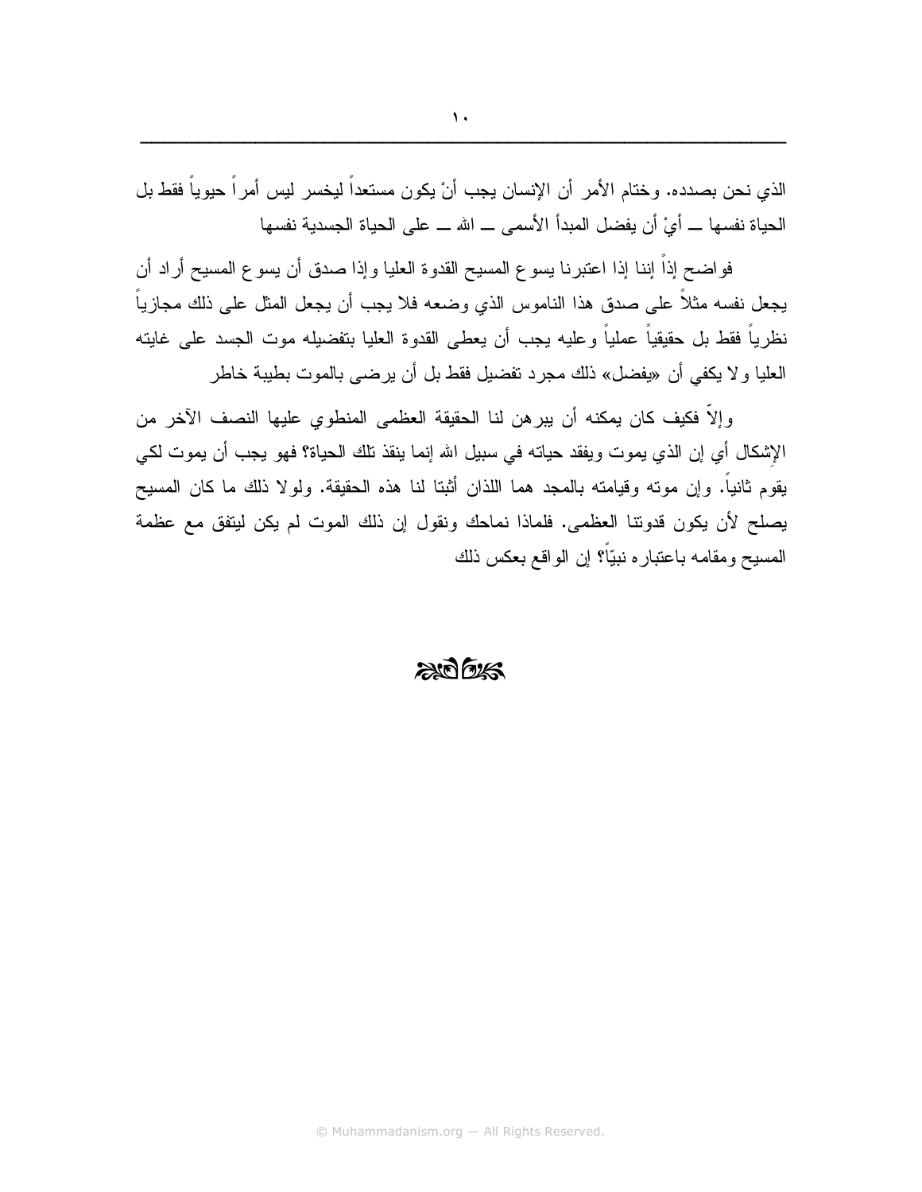الذي نحن بصدده. وختام الأمر أن الإنسان يجب أنْ يكون مستعداً ليخسر ليس أمراً حيوياً فقط بل الحياة نفسها ـــ أيْ أن يفضل المبدأ الأسمى ـــ الله ـــ على الحياة الجسدية نفسها

فواضح إذاً إننا إذا اعتبرنا يسوع المسيح القدوة العليا وإذا صدق أن يسوع المسيح أراد أن يجعل نفسه مثلاً على صدق هذا الناموس الذي وضعه فلا يجب أن يجعل المثل على ذلك مجازياً نظرياً فقط بل حقيقياً عملياً وعليه يجب أن يعطى القدوة العليا بتفضيله موت الجسد على غايته العليا ولا يكفي أن «يفضل» ذلك مجرد تفضيل فقط بل أن يرضى بالموت بطيبة خاطر

وإلاّ فكيف كان يمكنه أن يبرهن لنا الحقيقة العظمى المنطوي عليها النصف الآخر من الإِشكال أي إن الذي يموت ويفقد حياته في سبيل الله إنما ينقذ تلك الحياة؟ فهو يجب أن يموت لكي يقوم ثانياً. وإن موته وقيامته بالمجد هما اللذان أثبتا لنا هذه الحقيقة. ولولا ذلك ما كان المسيح يصلح لأن يكون قدوتنا العظمى. فلماذا نماحك ونقول إن ذلك الموت لم يكن ليتفق مع عظمة المسيح ومقامه باعتباره نبيّاً؟ إن الواقع بعكس ذلك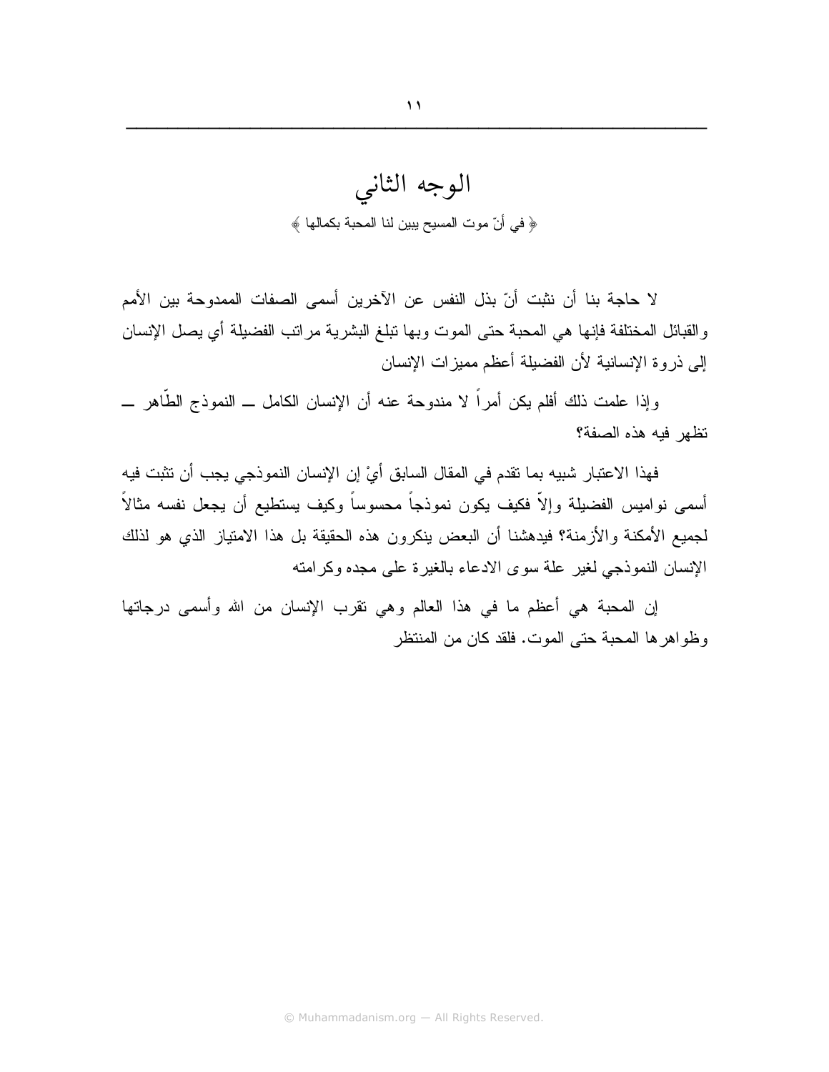# الوجه الثاني

﴿ في أنّ موت المسيح يبين لنا المحبة بكمالها ﴾

لا حاجة بنا أن نثبت أنّ بذل النفس عن الآخرين أسمى الصفات الممدوحة بين الأمم والقبائل المختلفة فإنها هي المحبة حتى الموت وبها تبلغ البشرية مراتب الفضيلة أي يصل الإنسان إلى ذروة الإنسانية لأن الفضيلة أعظم مميزات الإنسان

وإذا علمت ذلك أفلم يكن أمراً لا مندوحة عنه أن الإنسان الكامل ــ النموذج الطّاهر ــ تظهر فيه هذه الصفة؟

فهذا الاعتبار شبيه بما تقدم في المقال السابق أيْ إن الإنسان النموذجي يجب أن تثبت فيه أسمى نواميس الفضيلة وإلاّ فكيف يكون نموذجاً محسوساً وكيف يستطيع أن يجعل نفسه مثالاً لجميع الأمكنة والأزمنة؟ فيدهشنا أن البعض ينكرون هذه الحقيقة بل هذا الامتياز الذي هو لذلك الإنسان النموذجي لغير علة سوى الادعاء بالغيرة على مجده وكرامته

إن المحبة هي أعظم ما في هذا العالم وهي تقرب الإنسان من الله وأسمى درجاتها وظواهرها المحبة حتى الموت. فلقد كان من المنتظر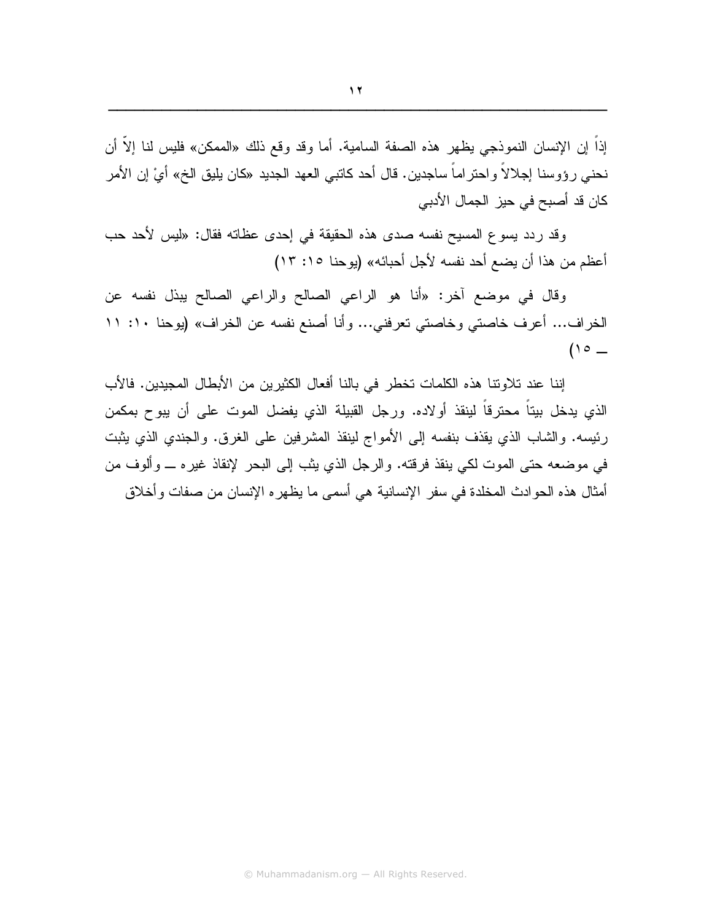إذاً إن الإنسان النموذجي يظهر هذه الصفة السامية. أما وقد وقع ذلك «الممكن» فليس لنا إلاّ أن نحني رؤوسنا إجلالاً واحتراماً ساجدين. قال أحد كاتبي العهد الجديد «كان يليق الخ» أيْ إن الأمر كان قد أصبح في حيز الجمال الأدبي

وقد ردد يسوع المسيح نفسه صدى هذه الحقيقة في إحدى عظاته فقال: «ليس لأحد حب أعظم من هذا أن يضع أحد نفسه لأجل أحبائه» (يوحنا ١٥: ١٣)

وقال في موضع آخر: «أنا هو الراعي الصالح والراعي الصالح يبذل نفسه عن الخراف... أعرف خاصتي وخاصتي تعرفني... وأنا أصنع نفسه عن الخراف» (يوحنا ١٠: ١١ ــ ١٥)

إننا عند تلاوتنا هذه الكلمات تخطر في بالنا أفعال الكثيرين من الأبطال المجيدين. فالأب الذي يدخل بيتاً محترقاً لينقذ أولاده. ورجل القبيلة الذي يفضل الموت على أن يبوح بمكمن رئيسه. والشاب الذي يقذف بنفسه إلى الأمواج لينقذ المشرفين على الغرق. والجندي الذي يثبت في موضعه حتى الموت لكي ينقذ فرقته. والرجل الذي يثب إلى البحر لإنقاذ غيره ــ وألوف من أمثال هذه الحوادث المخلدة في سفر الإنسانية هي أسمى ما يظهره الإنسان من صفات وأخلاق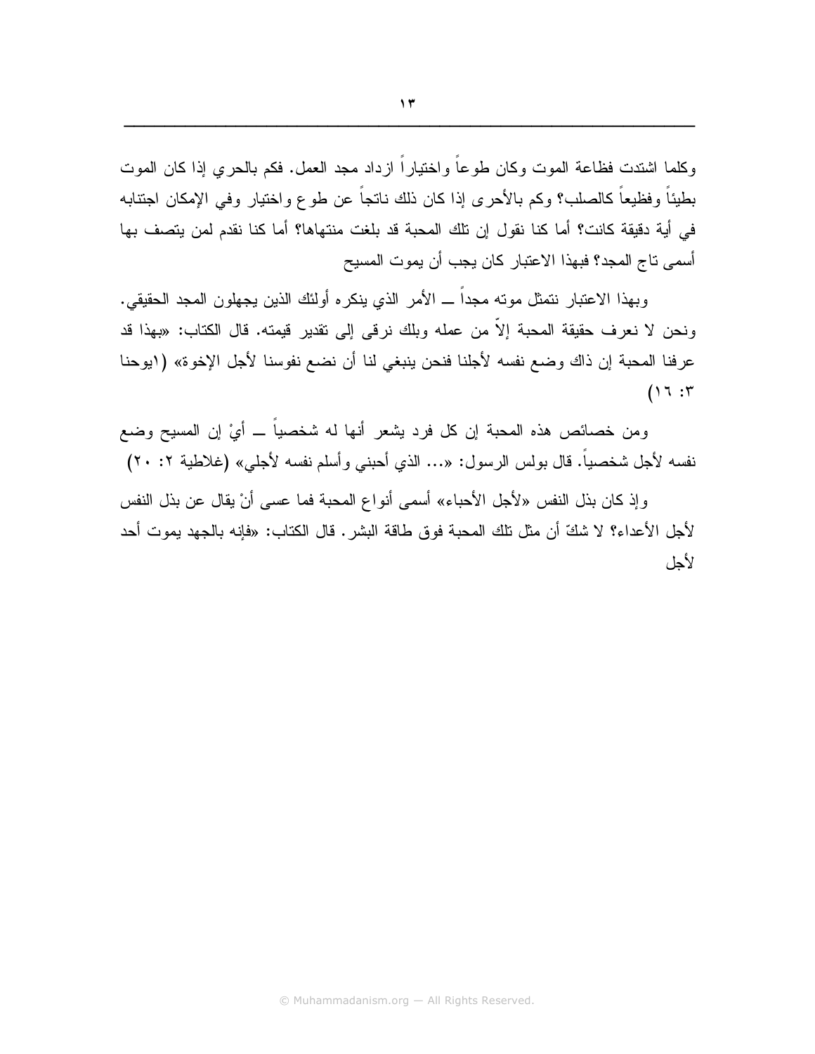وكلما اشتدت فظاعة الموت وكان طوعاً واختياراً ازداد مجد العمل. فكم بالحري إذا كان الموت بطيئاً وفظيعاً كالصلب؟ وكم بالأحرى إذا كان ذلك ناتجاً عن طوع واختيار وفي الإمكان اجتنابه في أية دقيقة كانت؟ أما كنا نقول إن تلك المحبة قد بلغت منتهاها؟ أما كنا نقدم لمن يتصف بها أسمى تاج المجد؟ فبهذا الاعتبار كان يجب أن يموت المسيح

وبهذا الاعتبار نتمثل موته مجداً ــ الأمر الذي ينكره أولئك الذين يجهلون المجد الحقيقي. ونحن لا نعرف حقيقة المحبة إلاّ من عمله وبلك نرقى إلى تقدير قيمته. قال الكتاب: «بهذا قد عرفنا المحبة إن ذاك وضع نفسه لأجلنا فنحن ينبغي لنا أن نضع نفوسنا لأجل الإخوة» (١يوحنا ٣: ١٦)

ومن خصائص هذه المحبة إن كل فرد يشعر أنها له شخصياً ــ أيْ إن المسيح وضع نفسه لأجل شخصياً. قال بولس الرسول: «... الذي أحبني وأسلم نفسه لأجلي» (غلاطية ٢: ٢٠)

وإذ كان بذل النفس «لأجل الأحباء» أسمى أنواع المحبة فما عسى أنْ يقال عن بذل النفس لأجل الأعداء؟ لا شكّ أن مثل تلك المحبة فوق طاقة البشر. قال الكتاب: «فإنه بالجهد يموت أحد لأجل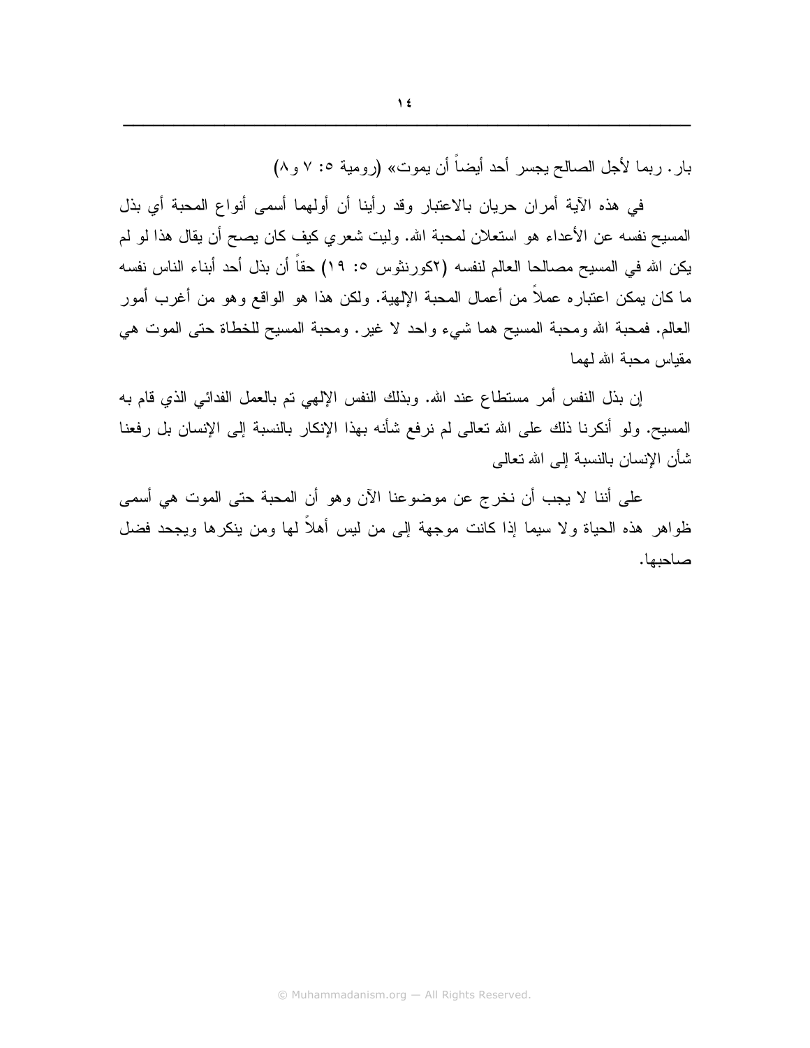بار. ربما لأجل الصالح يجسر أحد أيضاً أن يموت» (رومية ٥: ٧ و٨)

في هذه الآية أمران حريان بالاعتبار وقد رأينا أن أولهما أسمى أنواع المحبة أي بذل المسيح نفسه عن الأعداء هو استعلان لمحبة الله. وليت شعري كيف كان يصح أن يقال هذا لو لم يكن الله في المسيح مصالحا العالم لنفسه (٢كورنثوس ٥: ١٩) حقاً أن بذل أحد أبناء الناس نفسه ما كان يمكن اعتباره عملاً من أعمال المحبة الإلهية. ولكن هذا هو الواقع وهو من أغرب أمور العالم. فمحبة الله ومحبة المسيح هما شيء واحد لا غير. ومحبة المسيح للخطاة حتى الموت هي مقياس محبة الله لهما

إن بذل النفس أمر مستطاع عند الله. وبذلك النفس الإلهي تم بالعمل الفدائي الذي قام به المسيح. ولو أنكرنا ذلك على الله تعالى لم نرفع شأنه بهذا الإنكار بالنسبة إلى الإنسان بل رفعنا شأن الإنسان بالنسبة إلى الله تعالى

على أننا لا يجب أن نخرج عن موضوعنا الآن وهو أن المحبة حتى الموت هي أسمى ظواهر هذه الحياة ولا سيما إذا كانت موجهة إلى من ليس أهلاً لها ومن ينكرها ويجحد فضل صاحبها.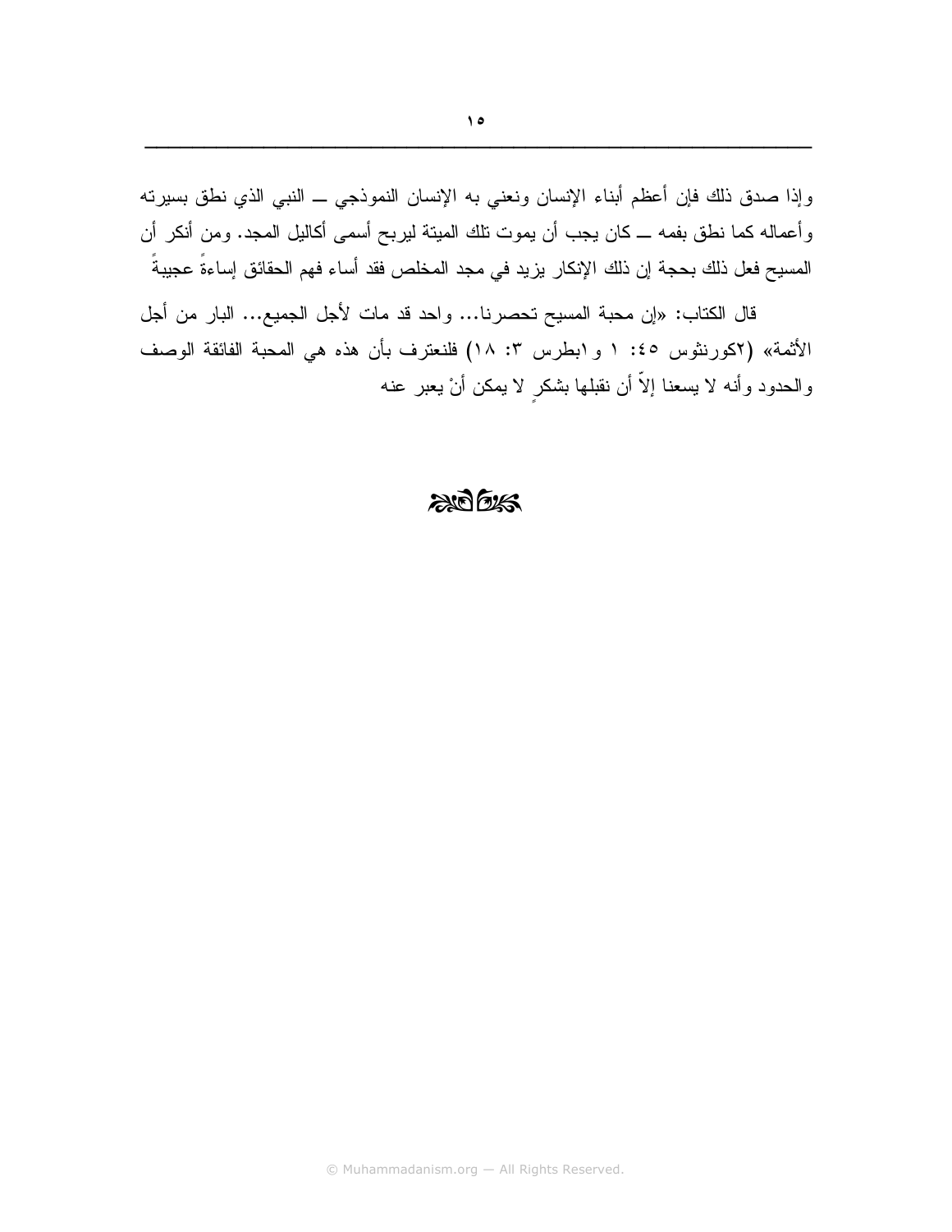وإذا صدق ذلك فإن أعظم أبناء الإنسان ونعني به الإنسان النموذجي ــ النبي الذي نطق بسيرته وأعماله كما نطق بفمه ــ كان يجب أن يموت تلك الميتة ليربح أسمى أكاليل المجد. ومن أنكر أن المسيح فعل ذلك بحجة إن ذلك الإنكار يزيد في مجد المخلص فقد أساء فهم الحقائق إساءةً عجيبةً

قال الكتاب: «إن محبة المسيح تحصرنا... واحد قد مات لأجل الجميع... البار من أجل الأثمة» (٢كورنثوس ٤٥: ١ و١بطرس ٣: ١٨) فلنعترف بأن هذه هي المحبة الفائقة الوصف والحدود وأنه لا يسعنا إلاّ أن نقبلها بشكرٍ لا يمكن أنْ يعبر عنه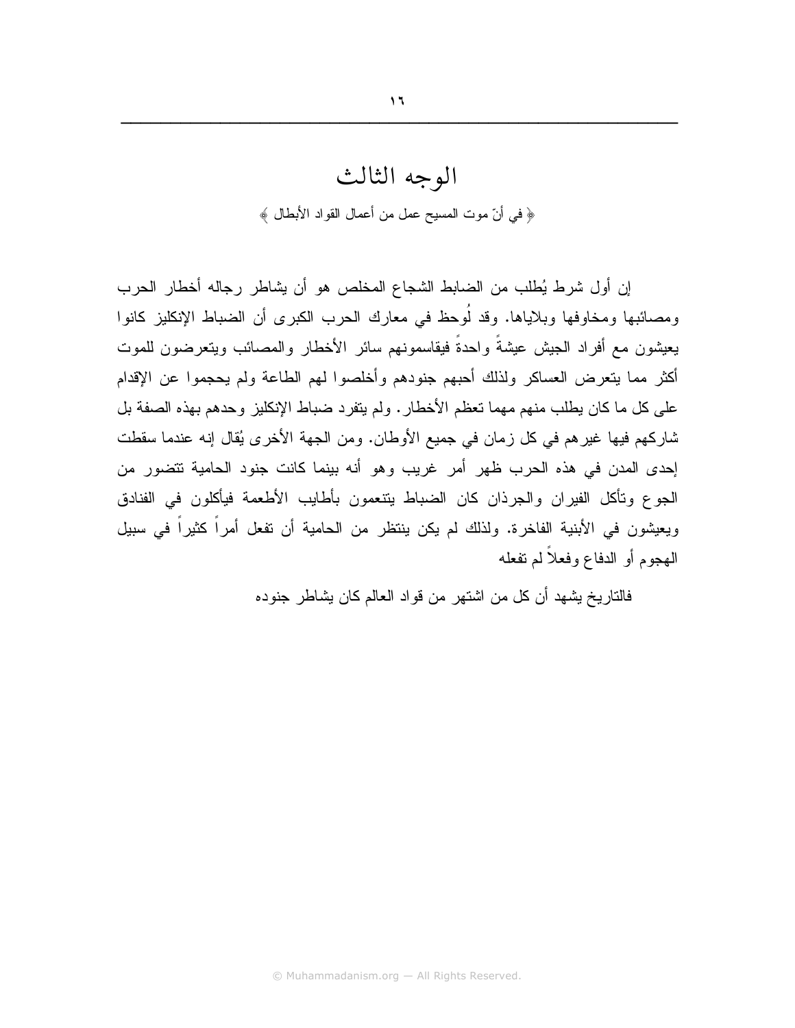# الوجه الثالث

﴿ في أنّ موت المسيح عمل من أعمال القواد الأبطال ﴾

إن أول شرط يُطلب من الضابط الشجاع المخلص هو أن يشاطر رجاله أخطار الحرب ومصائبها ومخاوفها وبلاياها. وقد لُوحظ في معارك الحرب الكبرى أن الضباط الإنكليز كانوا يعيشون مع أفراد الجيش عيشةً واحدةً فيقاسمونهم سائر الأخطار والمصائب ويتعرضون للموت أكثر مما يتعرض العساكر ولذلك أحبهم جنودهم وأخلصوا لهم الطاعة ولم يحجموا عن الإقدام على كل ما كان يطلب منهم مهما تعظم الأخطار. ولم يتفرد ضباط الإنكليز وحدهم بهذه الصفة بل شاركهم فيها غيرهم في كل زمان في جميع الأوطان. ومن الجهة الأخرى يُقال إنه عندما سقطت إحدى المدن في هذه الحرب ظهر أمر غريب وهو أنه بينما كانت جنود الحامية تتضور من الجوع وتأكل الفيران والجرذان كان الضباط يتنعمون بأطايب الأطعمة فيأكلون في الفنادق ويعيشون في الأبنية الفاخرة. ولذلك لم يكن ينتظر من الحامية أن تفعل أمراً كثيراً في سبيل الهجوم أو الدفاع وفعلاً لم تفعله

فالتاريخ يشهد أن كل من اشتهر من قواد العالم كان يشاطر جنوده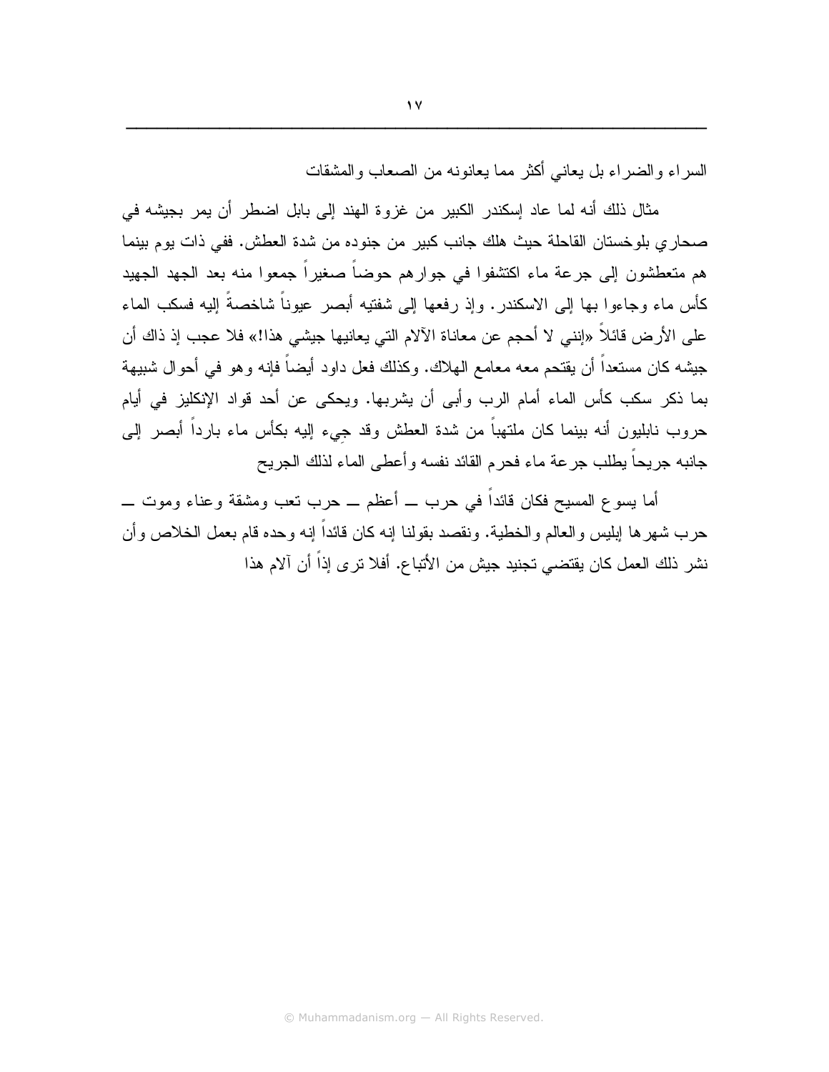السراء والضراء بل يعاني أكثر مما يعانونه من الصعاب والمشقات

مثال ذلك أنه لما عاد إسكندر الكبير من غزوة الهند إلى بابل اضطر أن يمر بجيشه في صحاري بلوخستان القاحلة حيث هلك جانب كبير من جنوده من شدة العطش. ففي ذات يوم بينما هم متعطشون إلى جرعة ماء اكتشفوا في جوارهم حوضاً صغيراً جمعوا منه بعد الجهد الجهيد كأس ماء وجاءوا بها إلى الاسكندر. وإذ رفعها إلى شفتيه أبصر عيوناً شاخصةً إليه فسكب الماء على الأرض قائلاً «إنني لا أحجم عن معاناة الآلام التي يعانيها جيشي هذا!» فلا عجب إذ ذاك أن جيشه كان مستعداً أن يقتحم معه معامع الهلاك. وكذلك فعل داود أيضاً فإنه وهو في أحوال شبيهة بما ذكر سكب كأس الماء أمام الرب وأبى أن يشربها. ويحكى عن أحد قواد الإنكليز في أيام حروب نابليون أنه بينما كان ملتهباً من شدة العطش وقد جيء إليه بكأس ماء بارداً أبصر إلى جانبه جريحاً يطلب جرعة ماء فحرم القائد نفسه وأعطى الماء لذلك الجريح

أما يسوع المسيح فكان قائداً في حرب ــ أعظم ــ حرب تعب ومشقة وعناء وموت ــ حرب شهرها إبليس والعالم والخطية. ونقصد بقولنا إنه كان قائداً إنه وحده قام بعمل الخلاص وأن نشر ذلك العمل كان يقتضي تجنيد جيش من الأتباع. أفلا ترى إذاً أن آلام هذا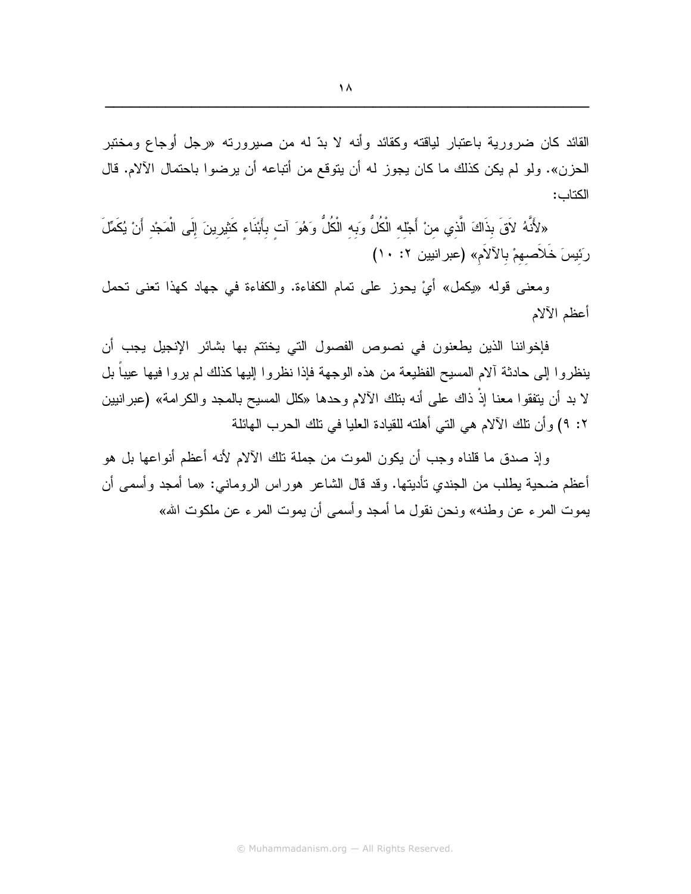القائد كان ضرورية باعتبار لياقته وكقائد وأنه لا بدّ له من صيرورته «رجل أوجاع ومختبر الحزن». ولو لم يكن كذلك ما كان يجوز له أن يتوقع من أتباعه أن يرضوا باحتمال الآلام. قال الكتاب:

«لأَنَّهُ لاَقَ بِذَاكَ الَّذِي مِنْ أَجْلِهِ الْكُلُّ وَبِهِ الْكُلُّ وَهُوَ آتٍ بِأَبْنَاءٍ كَثِيرِينَ إِلَى الْمَجْدِ أَنْ يُكَمِّلَ رَئِيسَ خَلاَصِهِمْ بِالآلاَمِ» (عبرانيين ٢: ١٠)

ومعنى قوله «يكمل» أيْ يحوز على تمام الكفاءة. والكفاءة في جهاد كهذا تعنى تحمل أعظم الآلام

فإخواننا الذين يطعنون في نصوص الفصول التي يختتم بها بشائر الإنجيل يجب أن ينظروا إلى حادثة آلام المسيح الفظيعة من هذه الوجهة فإذا نظروا إليها كذلك لم يروا فيها عيباً بل لا بد أن يتفقوا معنا إذْ ذاك على أنه بتلك الآلام وحدها «كلل المسيح بالمجد والكرامة» (عبرانيين ٢: ٩) وأن تلك الآلام هي التي أهلته للقيادة العليا في تلك الحرب الهائلة

وإذ صدق ما قلناه وجب أن يكون الموت من جملة تلك الآلام لأنه أعظم أنواعها بل هو أعظم ضحية يطلب من الجندي تأديتها. وقد قال الشاعر هوراس الروماني: «ما أمجد وأسمى أن يموت المرء عن وطنه» ونحن نقول ما أمجد وأسمى أن يموت المرء عن ملكوت الله»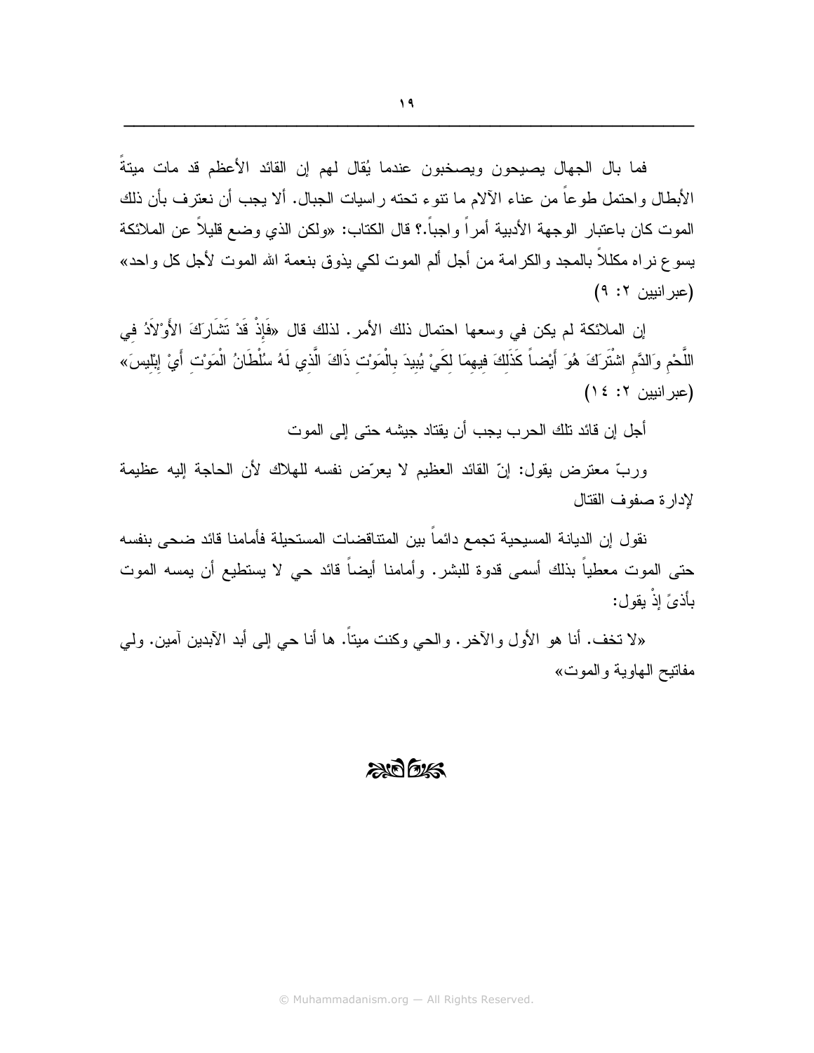فما بال الجهال يصيحون ويصخبون عندما يُقال لهم إن القائد الأعظم قد مات ميتةً الأبطال واحتمل طوعاً من عناء الآلام ما تنوء تحته راسيات الجبال. ألا يجب أن نعترف بأن ذلك الموت كان باعتبار الوجهة الأدبية أمراً واجباً.؟ قال الكتاب: «ولكن الذي وضع قليلاً عن الملائكة يسوع نراه مكللاً بالمجد والكرامة من أجل ألم الموت لكي يذوق بنعمة الله الموت لأجل كل واحد» (عبرانيين ٢: ٩)

إن الملائكة لم يكن في وسعها احتمال ذلك الأمر. لذلك قال «فَإِذْ قَدْ تَشَارَكَ الأَوْلاَدُ فِي اللَّحْمِ وَالدَّمِ اشْتَرَكَ هُوَ أَيْضاً كَذَلِكَ فِيهِمَا لِكَيْ يُبِيدَ بِالْمَوْتِ ذَاكَ الَّذِي لَهُ سُلْطَانُ الْمَوْتِ أَيْ إِبْلِيسَ» (عبرانيين ٢: ١٤)

أجل إن قائد تلك الحرب يجب أن يقتاد جيشه حتى إلى الموت

وربّ معترض يقول: إنّ القائد العظيم لا يعرّض نفسه للهلاك لأن الحاجة إليه عظيمة لإدارة صفوف القتال

نقول إن الديانة المسيحية تجمع دائماً بين المتناقضات المستحيلة فأمامنا قائد ضحى بنفسه حتى الموت معطياً بذلك أسمى قدوة للبشر. وأمامنا أيضاً قائد حي لا يستطيع أن يمسه الموت بأذىً إذْ يقول:

«لا تخف. أنا هو الأول والآخر. والحي وكنت ميتاً. ها أنا حي إلى أبد الآبدين آمين. ولي مفاتيح الهاوية والموت»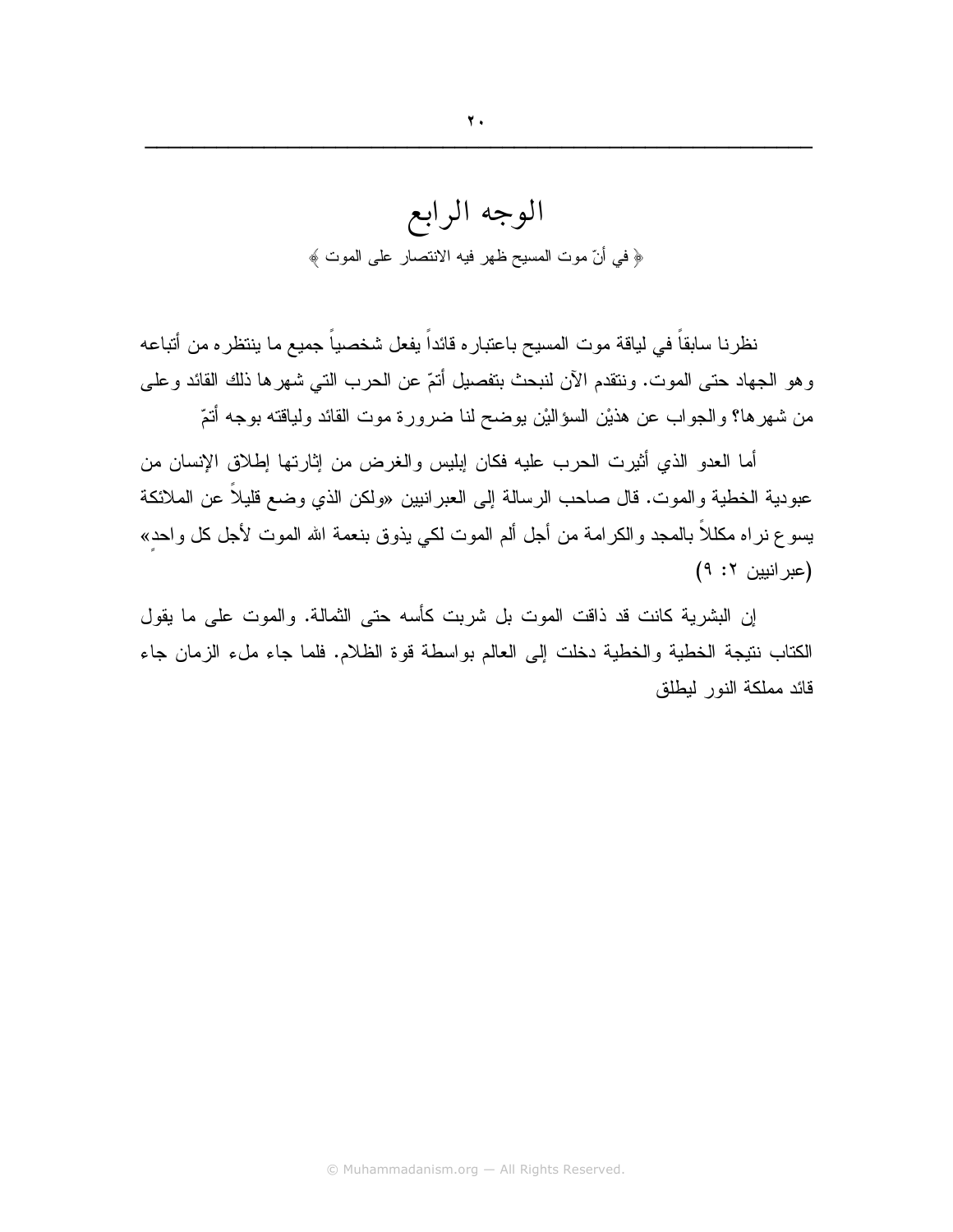# الوجه الرابع

﴿ في أنّ موت المسيح ظهر فيه الانتصار على الموت ﴾

نظرنا سابقاً في لياقة موت المسيح باعتباره قائداً يفعل شخصياً جميع ما ينتظره من أتباعه وهو الجهاد حتى الموت. ونتقدم الآن لنبحث بتفصيل أتمّ عن الحرب التي شهرها ذلك القائد وعلى من شهرها؟ والجواب عن هذيْن السؤاليْن يوضح لنا ضرورة موت القائد ولياقته بوجه أتمّ

أما العدو الذي أثيرت الحرب عليه فكان إبليس والغرض من إثارتها إطلاق الإنسان من عبودية الخطية والموت. قال صاحب الرسالة إلى العبرانيين «ولكن الذي وضع قليلاً عن الملائكة يسوع نراه مكللاً بالمجد والكرامة من أجل ألم الموت لكي يذوق بنعمة الله الموت لأجل كل واحدٍ» (عبرانيين ٢: ٩)

إن البشرية كانت قد ذاقت الموت بل شربت كأسه حتى الثمالة. والموت على ما يقول الكتاب نتيجة الخطية والخطية دخلت إلى العالم بواسطة قوة الظلام. فلما جاء ملء الزمان جاء قائد مملكة النور ليطلق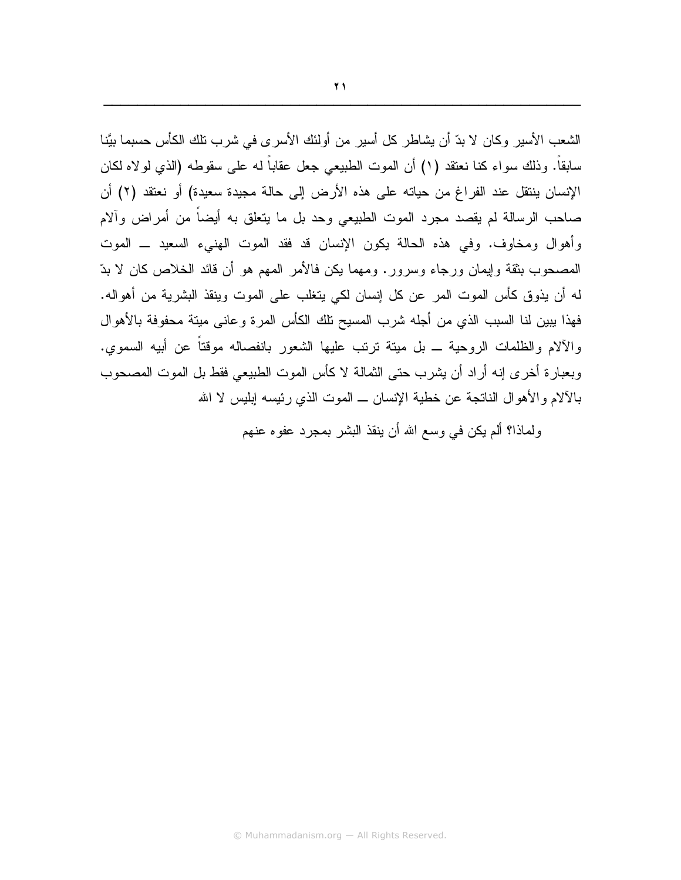الشعب الأسير وكان لا بدّ أن يشاطر كل أسير من أولئك الأسرى في شرب تلك الكأس حسبما بيَّنا سابقاً. وذلك سواء كنا نعتقد (١) أن الموت الطبيعي جعل عقاباً له على سقوطه (الذي لولاه لكان الإنسان ينتقل عند الفراغ من حياته على هذه الأرض إلى حالة مجيدة سعيدة) أو نعتقد (٢) أن صاحب الرسالة لم يقصد مجرد الموت الطبيعي وحد بل ما يتعلق به أيضاً من أمراض وآلام وأهوال ومخاوف. وفي هذه الحالة يكون الإنسان قد فقد الموت الهنيء السعيد ــ الموت المصحوب بثقة وإيمان ورجاء وسرور. ومهما يكن فالأمر المهم هو أن قائد الخلاص كان لا بدّ له أن يذوق كأس الموت المر عن كل إنسان لكي يتغلب على الموت وينقذ البشرية من أهواله. فهذا يبين لنا السبب الذي من أجله شرب المسيح تلك الكأس المرة وعانى ميتة محفوفة بالأهوال والآلام والظلمات الروحية ــ بل ميتة ترتب عليها الشعور بانفصاله موقتاً عن أبيه السموي. وبعبارة أخرى إنه أراد أن يشرب حتى الثمالة لا كأس الموت الطبيعي فقط بل الموت المصحوب بالآلام والأهوال الناتجة عن خطية الإنسان ــ الموت الذي رئيسه إبليس لا الله

ولماذا؟ ألم يكن في وسع الله أن ينقذ البشر بمجرد عفوه عنهم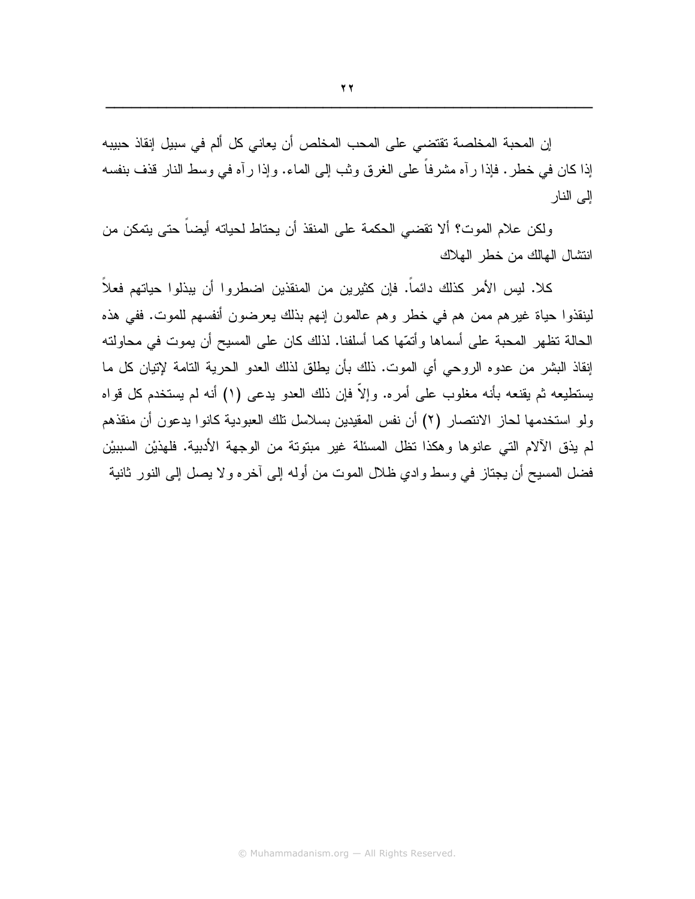إن المحبة المخلصة تقتضي على المحب المخلص أن يعاني كل ألم في سبيل إنقاذ حبيبه إذا كان في خطر. فإذا رآه مشرفاً على الغرق وثب إلى الماء. وإذا رآه في وسط النار قذف بنفسه إلى النار

ولكن علام الموت؟ ألا تقضي الحكمة على المنقذ أن يحتاط لحياته أيضاً حتى يتمكن من انتشال الهالك من خطر الهلاك

كلا. ليس الأمر كذلك دائماً. فإن كثيرين من المنقذين اضطروا أن يبذلوا حياتهم فعلاً لينقذوا حياة غيرهم ممن هم في خطر وهم عالمون إنهم بذلك يعرضون أنفسهم للموت. ففي هذه الحالة تظهر المحبة على أسماها وأتمّها كما أسلفنا. لذلك كان على المسيح أن يموت في محاولته إنقاذ البشر من عدوه الروحي أي الموت. ذلك بأن يطلق لذلك العدو الحرية التامة لإتيان كل ما يستطيعه ثم يقنعه بأنه مغلوب على أمره. وإلاّ فإن ذلك العدو يدعى (١) أنه لم يستخدم كل قواه ولو استخدمها لحاز الانتصار (٢) أن نفس المقيدين بسلاسل تلك العبودية كانوا يدعون أن منقذهم لم يذق الآلام التي عانوها وهكذا تظل المسئلة غير مبتوتة من الوجهة الأدبية. فلهذيْن السببيْن فضل المسيح أن يجتاز في وسط وادي ظلال الموت من أوله إلى آخره ولا يصل إلى النور ثانية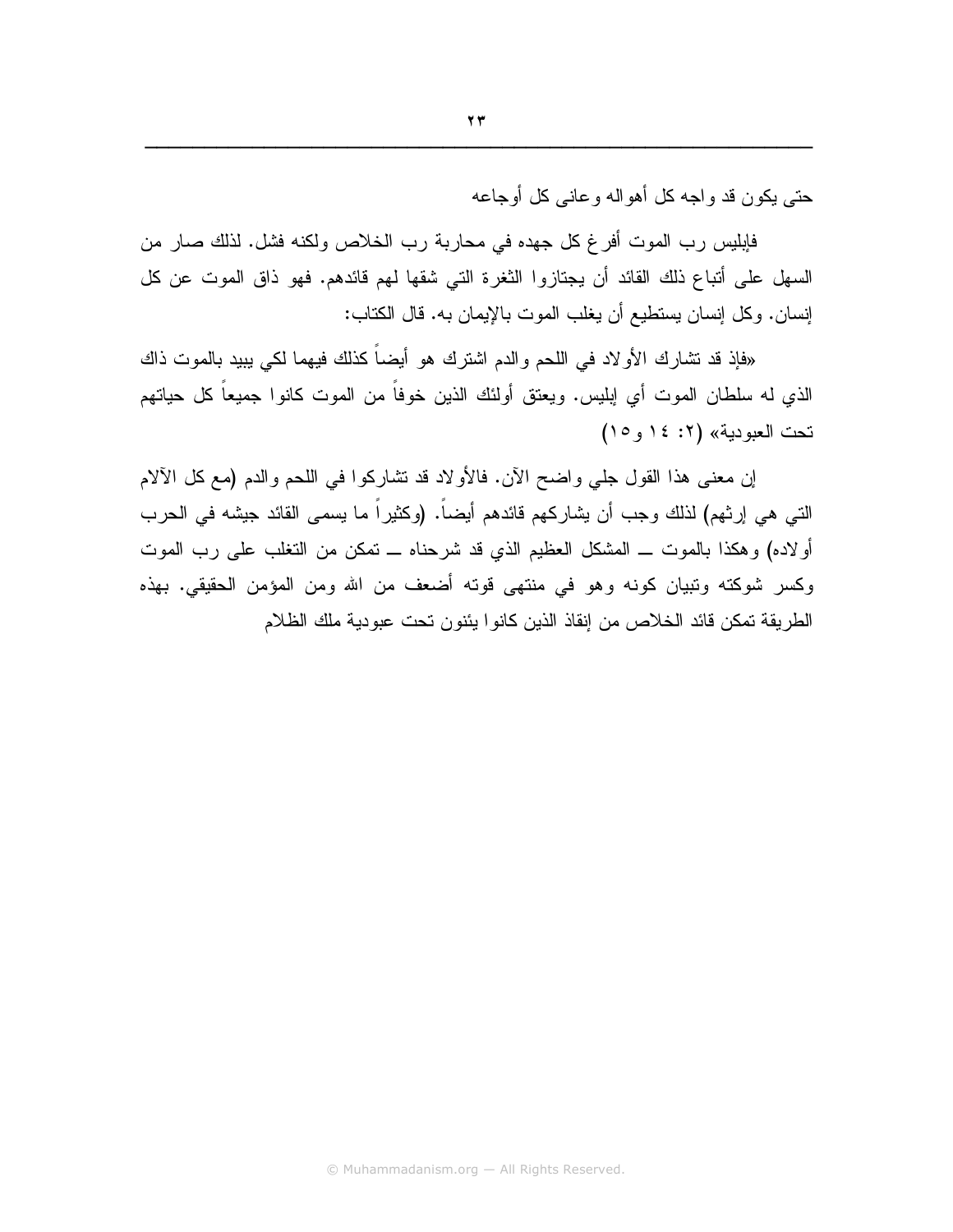حتى يكون قد واجه كل أهواله وعانى كل أوجاعه

فإبليس رب الموت أفرغ كل جهده في محاربة رب الخلاص ولكنه فشل. لذلك صار من السهل على أتباع ذلك القائد أن يجتازوا الثغرة التي شقها لهم قائدهم. فهو ذاق الموت عن كل إنسان. وكل إنسان يستطيع أن يغلب الموت بالإيمان به. قال الكتاب:

«فإذ قد تشارك الأولاد في اللحم والدم اشترك هو أيضاً كذلك فيهما لكي يبيد بالموت ذاك الذي له سلطان الموت أي إبليس. ويعتق أولئك الذين خوفاً من الموت كانوا جميعاً كل حياتهم تحت العبودية» (٢: ١٤ و١٥)

إن معنى هذا القول جلي واضح الآن. فالأولاد قد تشاركوا في اللحم والدم (مع كل الآلام التي هي إرثهم) لذلك وجب أن يشاركهم قائدهم أيضاً. (وكثيراً ما يسمى القائد جيشه في الحرب أولاده) وهكذا بالموت ــ المشكل العظيم الذي قد شرحناه ــ تمكن من التغلب على رب الموت وكسر شوكته وتبيان كونه وهو في منتهى قوته أضعف من الله ومن المؤمن الحقيقي. بهذه الطريقة تمكن قائد الخلاص من إنقاذ الذين كانوا يئنون تحت عبودية ملك الظلام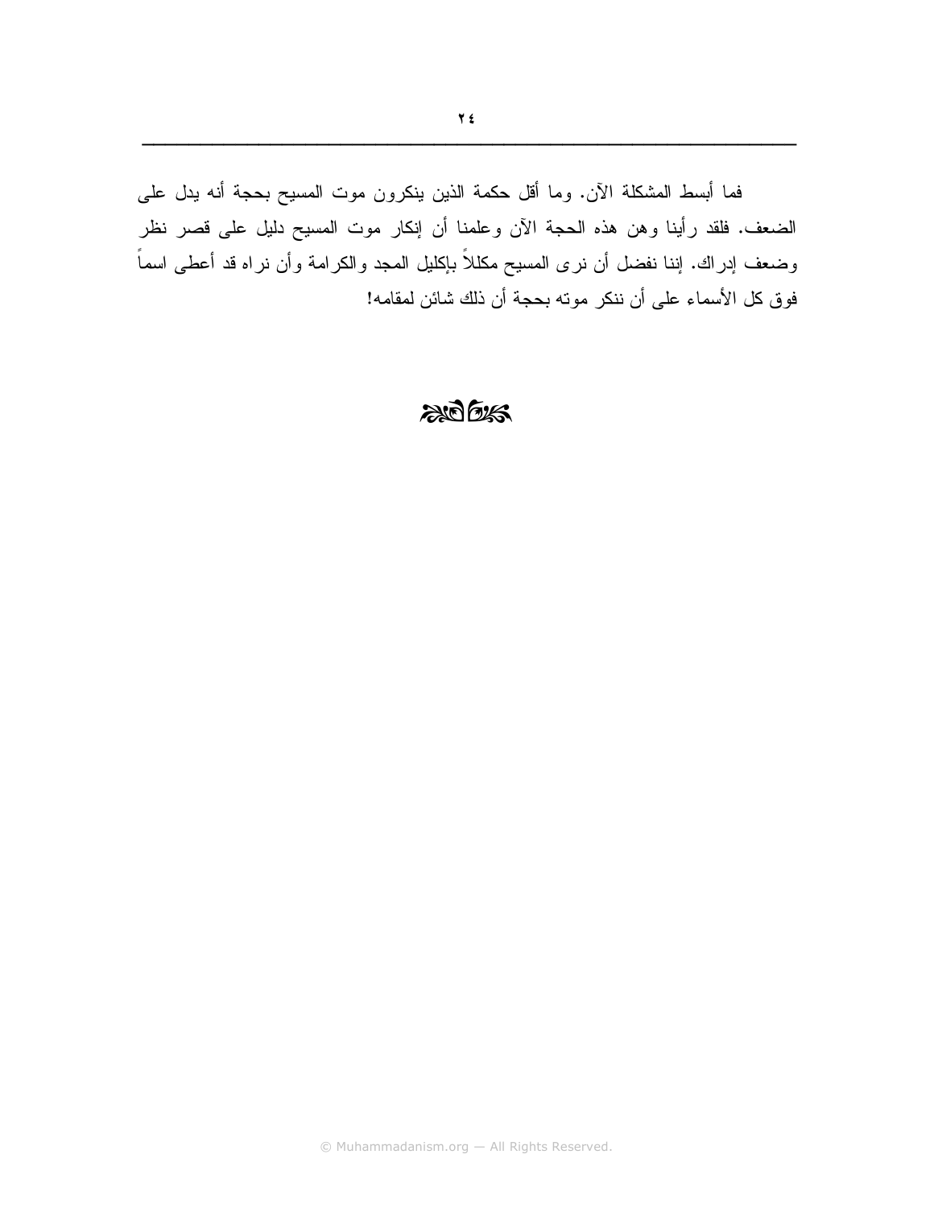فما أبسط المشكلة الآن. وما أقل حكمة الذين ينكرون موت المسيح بحجة أنه يدل على الضعف. فلقد رأينا وهن هذه الحجة الآن وعلمنا أن إنكار موت المسيح دليل على قصر نظر وضعف إدراك. إننا نفضل أن نرى المسيح مكللاً بإكليل المجد والكرامة وأن نراه قد أعطى اسماً فوق كل الأسماء على أن ننكر موته بحجة أن ذلك شائن لمقامه!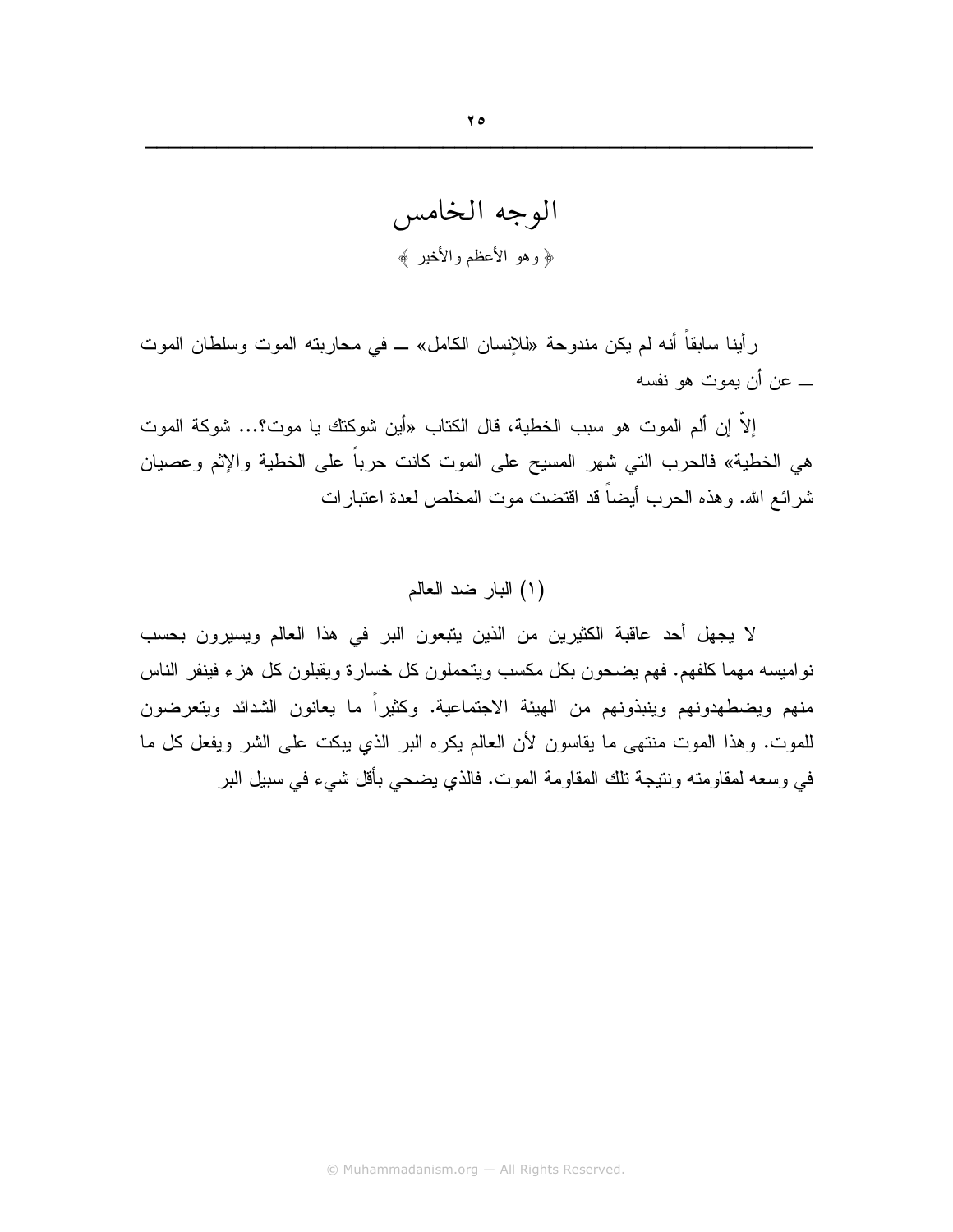# الوجه الخامس

﴿ وهو الأعظم والأخير ﴾

رأينا سابقاً أنه لم يكن مندوحة «للإنسان الكامل» ــ في محاربته الموت وسلطان الموت ــ عن أن يموت هو نفسه

إلاّ إن ألم الموت هو سبب الخطية، قال الكتاب «أين شوكتك يا موت؟... شوكة الموت هي الخطية» فالحرب التي شهر المسيح على الموت كانت حرباً على الخطية والإثم وعصيان شرائع الله. وهذه الحرب أيضاً قد اقتضت موت المخلص لعدة اعتبارات

## (١) البار ضد العالم

لا يجهل أحد عاقبة الكثيرين من الذين يتبعون البر في هذا العالم ويسيرون بحسب نواميسه مهما كلفهم. فهم يضحون بكل مكسب ويتحملون كل خسارة ويقبلون كل هزء فينفر الناس منهم ويضطهدونهم وينبذونهم من الهيئة الاجتماعية. وكثيراً ما يعانون الشدائد ويتعرضون للموت. وهذا الموت منتهى ما يقاسون لأن العالم يكره البر الذي يبكت على الشر ويفعل كل ما في وسعه لمقاومته ونتيجة تلك المقاومة الموت. فالذي يضحي بأقل شيء في سبيل البر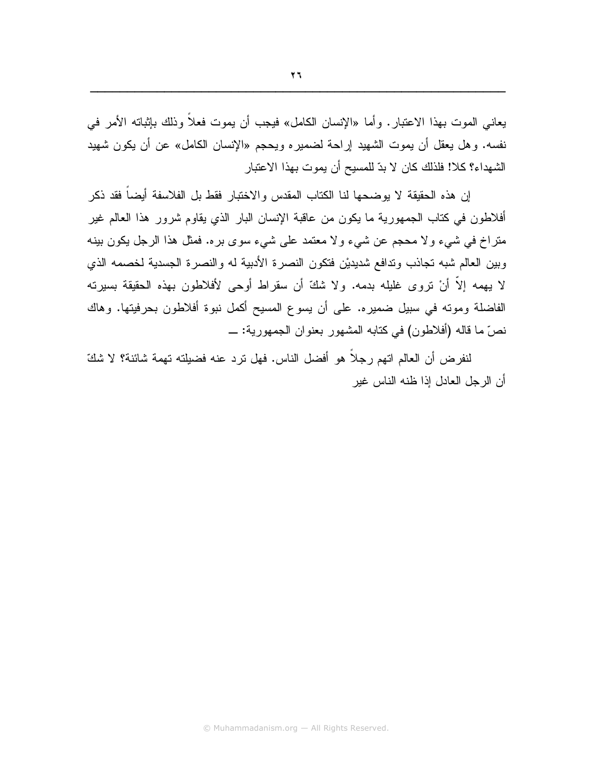يعاني الموت بهذا الاعتبار. وأما «الإنسان الكامل» فيجب أن يموت فعلاً وذلك بإثباته الأمر في نفسه. وهل يعقل أن يموت الشهيد إراحة لضميره ويحجم «الإنسان الكامل» عن أن يكون شهيد الشهداء؟ كلا! فلذلك كان لا بدّ للمسيح أن يموت بهذا الاعتبار

إن هذه الحقيقة لا يوضحها لنا الكتاب المقدس والاختبار فقط بل الفلاسفة أيضاً فقد ذكر أفلاطون في كتاب الجمهورية ما يكون من عاقبة الإنسان البار الذي يقاوم شرور هذا العالم غير متراخ في شيء ولا محجم عن شيء ولا معتمد على شيء سوى بره. فمثل هذا الرجل يكون بينه وبين العالم شبه تجاذب وتدافع شديديْن فتكون النصرة الأدبية له والنصرة الجسدية لخصمه الذي لا يهمه إلاّ أنْ تروى غليله بدمه. ولا شكّ أن سقراط أوحى لأفلاطون بهذه الحقيقة بسيرته الفاضلة وموته في سبيل ضميره. على أن يسوع المسيح أكمل نبوة أفلاطون بحرفيتها. وهاك نصّ ما قاله (أفلاطون) في كتابه المشهور بعنوان الجمهورية: ـــ

لنفرض أن العالم اتهم رجلاً هو أفضل الناس. فهل ترد عنه فضيلته تهمة شائنة؟ لا شكّ أن الرجل العادل إذا ظنه الناس غير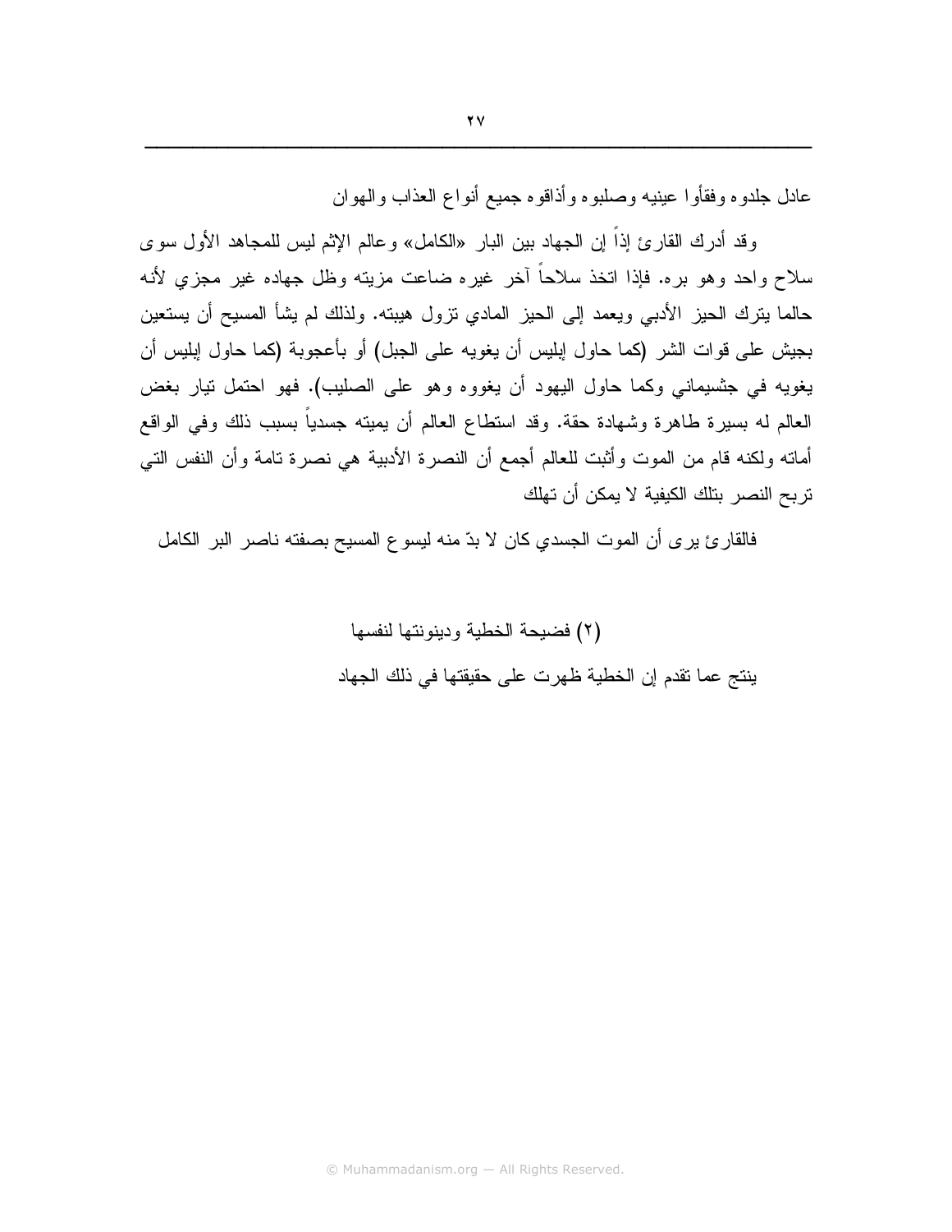عادل جلدوه وفقأوا عينيه وصلبوه وأذاقوه جميع أنواع العذاب والهوان

وقد أدرك القارئ إذاً إن الجهاد بين البار «الكامل» وعالم الإثم ليس للمجاهد الأول سوى سلاح واحد وهو بره. فإذا اتخذ سلاحاً آخر غيره ضاعت مزيته وظل جهاده غير مجزي لأنه حالما يترك الحيز الأدبي ويعمد إلى الحيز المادي تزول هيبته. ولذلك لم يشأ المسيح أن يستعين بجيش على قوات الشر (كما حاول إبليس أن يغويه على الجبل) أو بأعجوبة (كما حاول إبليس أن يغويه في جثسيماني وكما حاول اليهود أن يغووه وهو على الصليب). فهو احتمل تيار بغض العالم له بسيرة طاهرة وشهادة حقة. وقد استطاع العالم أن يميته جسدياً بسبب ذلك وفي الواقع أماته ولكنه قام من الموت وأثبت للعالم أجمع أن النصرة الأدبية هي نصرة تامة وأن النفس التي تربح النصر بتلك الكيفية لا يمكن أن تهلك

فالقارئ يرى أن الموت الجسدي كان لا بدّ منه ليسوع المسيح بصفته ناصر البر الكامل

(٢) فضيحة الخطية ودينونتها لنفسها

ينتج عما تقدم إن الخطية ظهرت على حقيقتها في ذلك الجهاد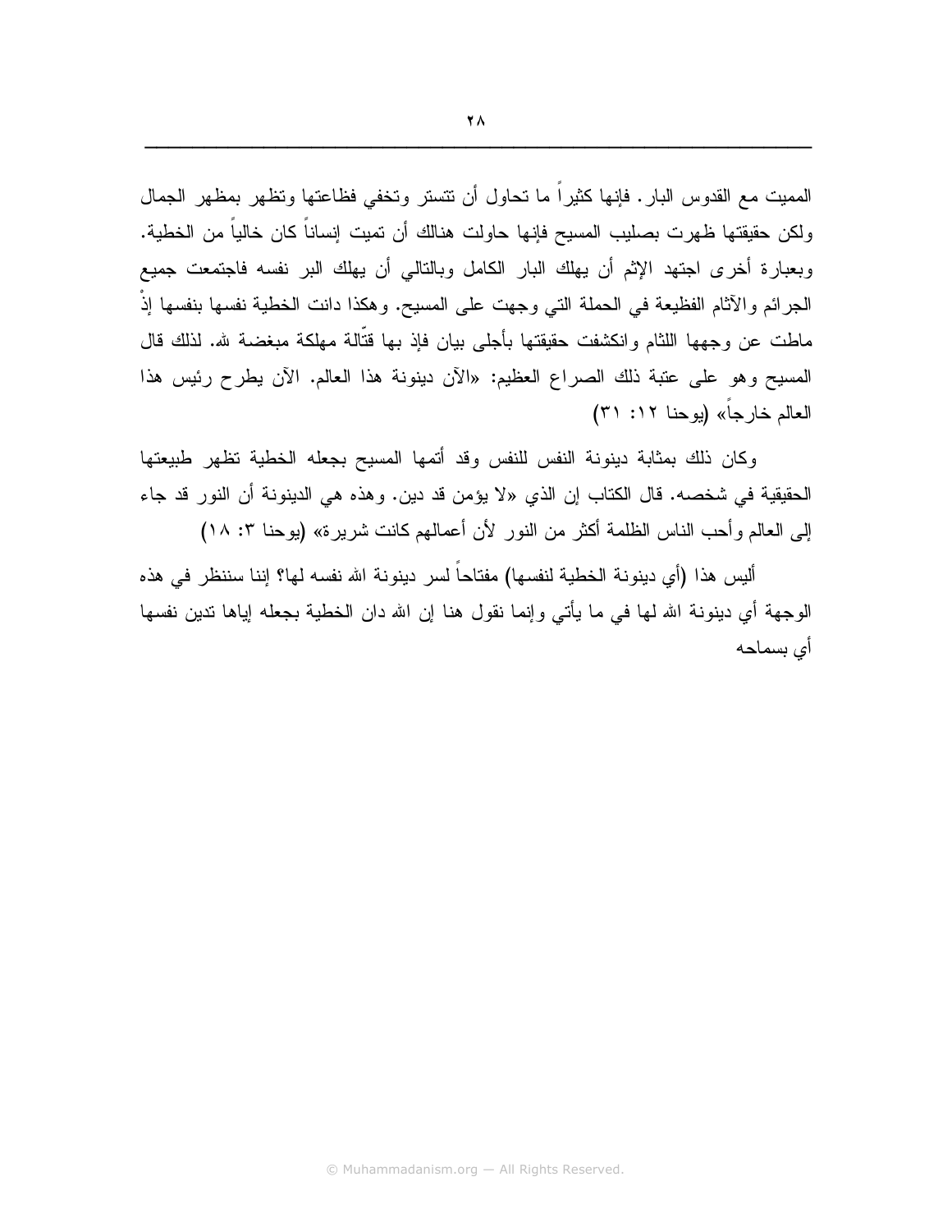المميت مع القدوس البار. فإنها كثيراً ما تحاول أن تتستر وتخفي فظاعتها وتظهر بمظهر الجمال ولكن حقيقتها ظهرت بصليب المسيح فإنها حاولت هنالك أن تميت إنساناً كان خالياً من الخطية. وبعبارة أخرى اجتهد الإثم أن يهلك البار الكامل وبالتالي أن يهلك البر نفسه فاجتمعت جميع الجرائم والآثام الفظيعة في الحملة التي وجهت على المسيح. وهكذا دانت الخطية نفسها بنفسها إذْ ماطت عن وجهها اللثام وانكشفت حقيقتها بأجلى بيان فإذ بها قتّالة مهلكة مبغضة لله. لذلك قال المسيح وهو على عتبة ذلك الصراع العظيم: «الآن دينونة هذا العالم. الآن يطرح رئيس هذا العالم خارجاً» (يوحنا ١٢: ٣١)

وكان ذلك بمثابة دينونة النفس للنفس وقد أتمها المسيح بجعله الخطية تظهر طبيعتها الحقيقية في شخصه. قال الكتاب إن الذي «لا يؤمن قد دين. وهذه هي الدينونة أن النور قد جاء إلى العالم وأحب الناس الظلمة أكثر من النور لأن أعمالهم كانت شريرة» (يوحنا ٣: ١٨)

أليس هذا (أي دينونة الخطية لنفسها) مفتاحاً لسر دينونة الله نفسه لها؟ إننا سننظر في هذه الوجهة أي دينونة الله لها في ما يأتي وإنما نقول هنا إن الله دان الخطية بجعله إياها تدين نفسها أي بسماحه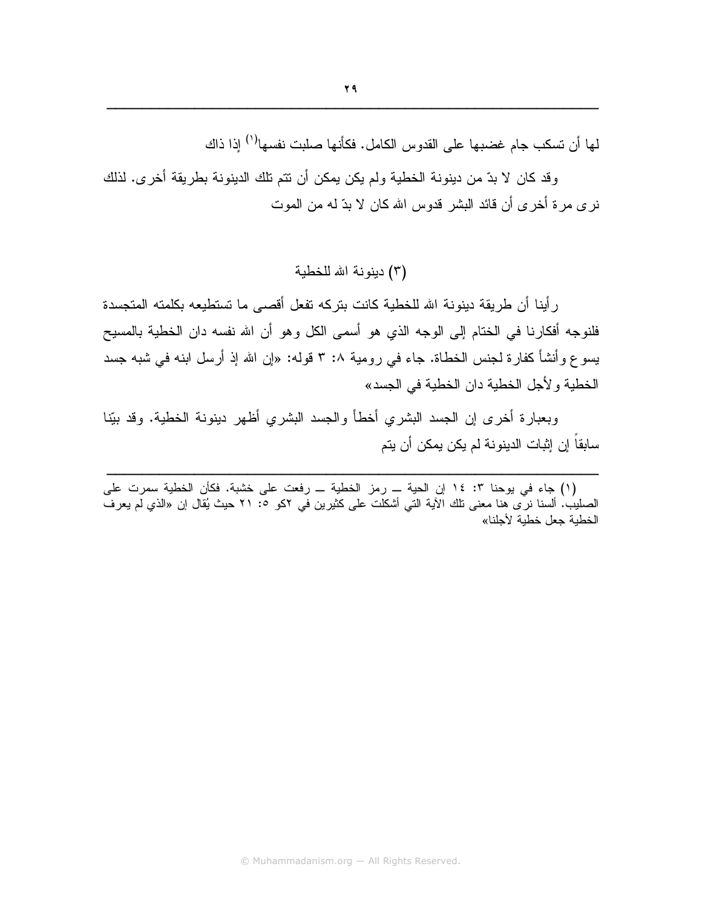لها أن تسكب جام غضبها على القدوس الكامل. فكأنها صلبت نفسها[1] إذا ذاك

وقد كان لا بدّ من دينونة الخطية ولم يكن يمكن أن تتم تلك الدينونة بطريقة أخرى. لذلك نرى مرة أخرى أن قائد البشر قدوس الله كان لا بدّ له من الموت

### (٣) دينونة الله للخطية

رأينا أن طريقة دينونة الله للخطية كانت بتركه تفعل أقصى ما تستطيعه بكلمته المتجسدة فلنوجه أفكارنا في الختام إلى الوجه الذي هو أسمى الكل وهو أن الله نفسه دان الخطية بالمسيح يسوع وأنشأ كفارة لجنس الخطاة. جاء في رومية ٨: ٣ قوله: «إن الله إذ أرسل ابنه في شبه جسد الخطية ولأجل الخطية دان الخطية في الجسد»

وبعبارة أخرى إن الجسد البشري أخطأ والجسد البشري أظهر دينونة الخطية. وقد بيّنا سابقاً إن إثبات الدينونة لم يكن يمكن أن يتم

---

(١) جاء في يوحنا ٣: ١٤ إن الحية ــ رمز الخطية ــ رفعت على خشبة. فكأن الخطية سمرت على الصليب. ألسنا نرى هنا معنى تلك الآية التي أشكلت على كثيرين في ٢كو ٥: ٢١ حيث يُقال إن «الذي لم يعرف الخطية جعل خطية لأجلنا»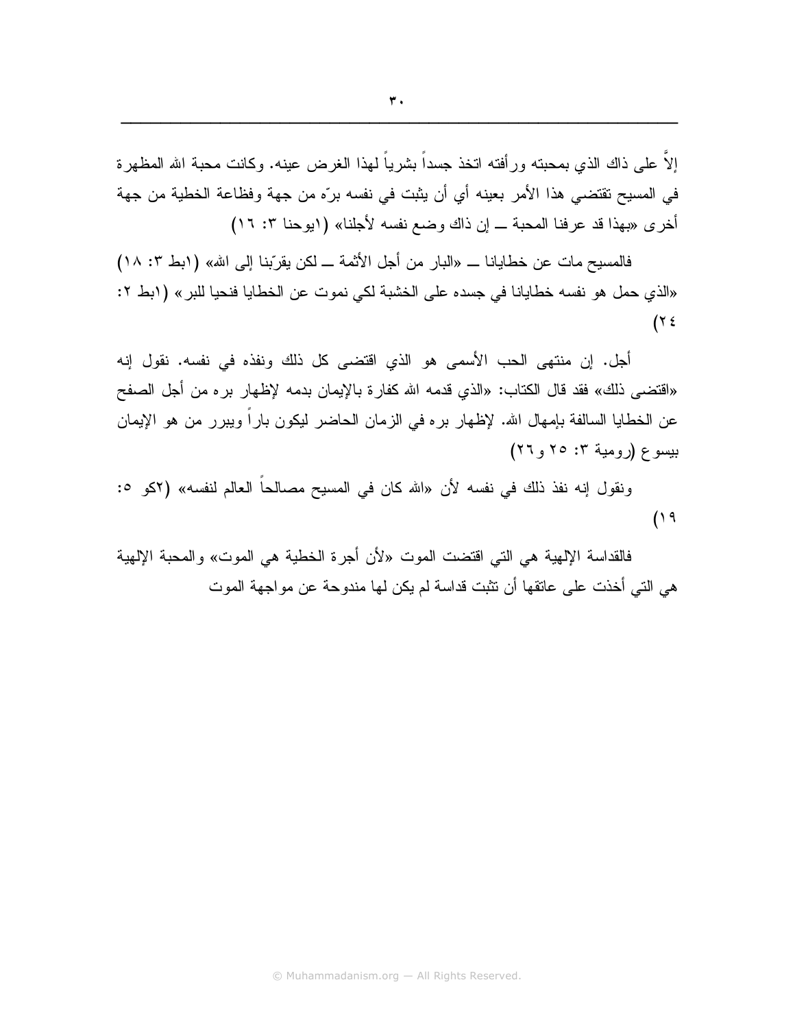إلاَّ على ذاك الذي بمحبته ورأفته اتخذ جسداً بشرياً لهذا الغرض عينه. وكانت محبة الله المظهرة في المسيح تقتضي هذا الأمر بعينه أي أن يثبت في نفسه برّه من جهة وفظاعة الخطية من جهة أخرى «بهذا قد عرفنا المحبة ــ إن ذاك وضع نفسه لأجلنا» (١يوحنا ٣: ١٦)

فالمسيح مات عن خطايانا ــ «البار من أجل الأثمة ــ لكن يقرّبنا إلى الله» (١بط ٣: ١٨) «الذي حمل هو نفسه خطايانا في جسده على الخشبة لكي نموت عن الخطايا فنحيا للبر» (١بط ٢: ٢٤)

أجل. إن منتهى الحب الأسمى هو الذي اقتضى كل ذلك ونفذه في نفسه. نقول إنه «اقتضى ذلك» فقد قال الكتاب: «الذي قدمه الله كفارة بالإيمان بدمه لإظهار بره من أجل الصفح عن الخطايا السالفة بإمهال الله. لإظهار بره في الزمان الحاضر ليكون باراً ويبرر من هو الإيمان بيسوع (رومية ٣: ٢٥ و٢٦)

ونقول إنه نفذ ذلك في نفسه لأن «الله كان في المسيح مصالحاً العالم لنفسه» (٢كو ٥: ١٩)

فالقداسة الإلهية هي التي اقتضت الموت «لأن أجرة الخطية هي الموت» والمحبة الإلهية هي التي أخذت على عاتقها أن تثبت قداسة لم يكن لها مندوحة عن مواجهة الموت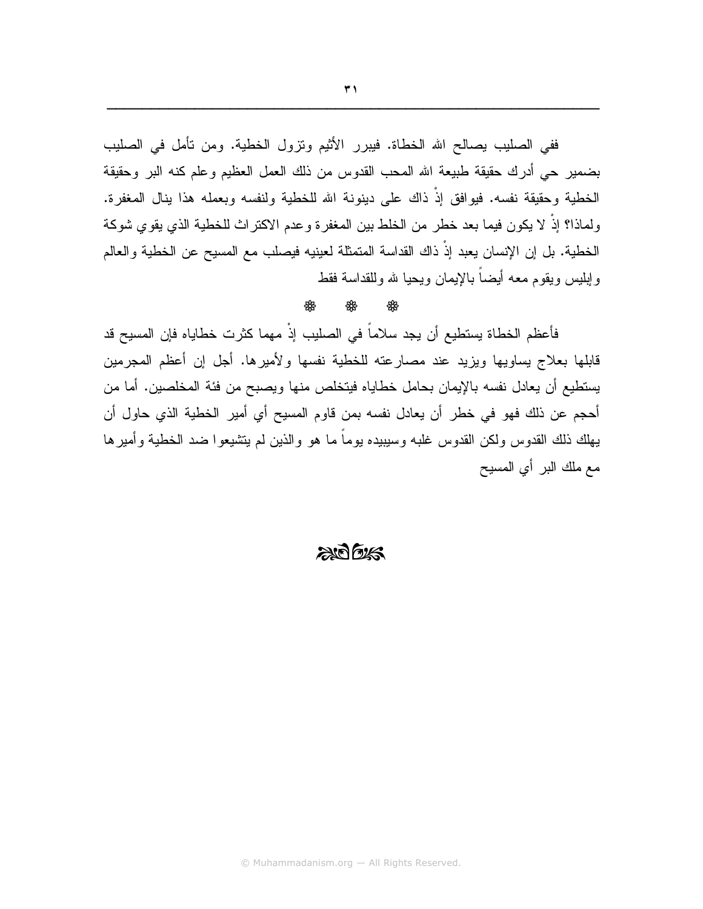ففي الصليب يصالح الله الخطاة. فيبرر الأثيم وتزول الخطية. ومن تأمل في الصليب بضمير حي أدرك حقيقة طبيعة الله المحب القدوس من ذلك العمل العظيم وعلم كنه البر وحقيقة الخطية وحقيقة نفسه. فيوافق إذْ ذاك على دينونة الله للخطية ولنفسه وبعمله هذا ينال المغفرة. ولماذا؟ إذْ لا يكون فيما بعد خطر من الخلط بين المغفرة وعدم الاكتراث للخطية الذي يقوي شوكة الخطية. بل إن الإنسان يعبد إذْ ذاك القداسة المتمثلة لعينيه فيصلب مع المسيح عن الخطية والعالم وإبليس ويقوم معه أيضاً بالإيمان ويحيا لله وللقداسة فقط

❀ ❀ ❀

فأعظم الخطاة يستطيع أن يجد سلاماً في الصليب إذْ مهما كثرت خطاياه فإن المسيح قد قابلها بعلاج يساويها ويزيد عند مصارعته للخطية نفسها ولأميرها. أجل إن أعظم المجرمين يستطيع أن يعادل نفسه بالإيمان بحامل خطاياه فيتخلص منها ويصبح من فئة المخلصين. أما من أحجم عن ذلك فهو في خطر أن يعادل نفسه بمن قاوم المسيح أي أمير الخطية الذي حاول أن يهلك ذلك القدوس ولكن القدوس غلبه وسيبيده يوماً ما هو والذين لم يتشيعوا ضد الخطية وأميرها مع ملك البر أي المسيح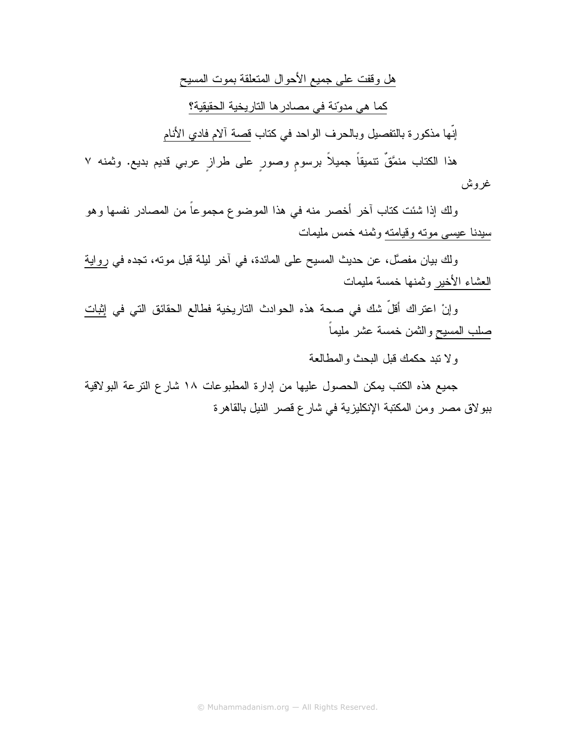هل وقفت على جميع الأحوال المتعلقة بموت المسيح

كما هي مدوّنة في مصادرها التاريخية الحقيقية؟

إنّها مذكورة بالتفصيل وبالحرف الواحد في كتاب قصة آلام فادي الأنام

هذا الكتاب منمَّقٌ تنميقاً جميلاً برسومٍ وصورٍ على طرازٍ عربي قديم بديع. وثمنه ٧ غروش

ولك إذا شئت كتاب آخر أخصر منه في هذا الموضوع مجموعاً من المصادر نفسها وهو سيدنا عيسى موته وقيامته وثمنه خمس مليمات

ولك بيان مفصَّل، عن حديث المسيح على المائدة، في آخر ليلة قبل موته، تجده في رواية العشاء الأخير وثمنها خمسة مليمات

وإنْ اعتراك أقلّ شك في صحة هذه الحوادث التاريخية فطالع الحقائق التي في إثبات صلب المسيح والثمن خمسة عشر مليماً

ولا تبد حكمك قبل البحث والمطالعة

جميع هذه الكتب يمكن الحصول عليها من إدارة المطبوعات ١٨ شارع الترعة البولاقية ببولاق مصر ومن المكتبة الإنكليزية في شارع قصر النيل بالقاهرة